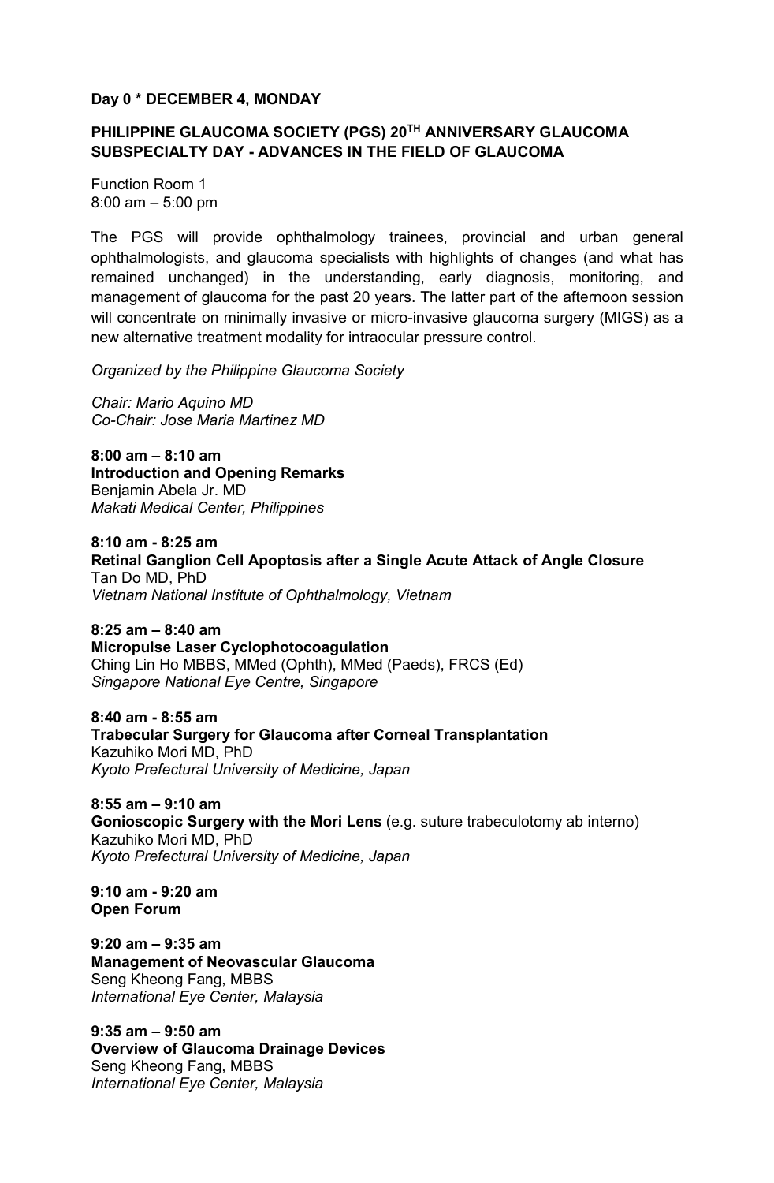**Day 0 * DECEMBER 4, MONDAY**

## PHILIPPINE GLAUCOMA SOCIETY (PGS) 20TH ANNIVERSARY GLAUCOMA SUBSPECIALTY DAY - ADVANCES IN THE FIELD OF GLAUCOMA

Function Room 1
8:00 am – 5:00 pm

The PGS will provide ophthalmology trainees, provincial and urban general ophthalmologists, and glaucoma specialists with highlights of changes (and what has remained unchanged) in the understanding, early diagnosis, monitoring, and management of glaucoma for the past 20 years. The latter part of the afternoon session will concentrate on minimally invasive or micro-invasive glaucoma surgery (MIGS) as a new alternative treatment modality for intraocular pressure control.

*Organized by the Philippine Glaucoma Society*

*Chair: Mario Aquino MD*
*Co-Chair: Jose Maria Martinez MD*

**8:00 am – 8:10 am**
**Introduction and Opening Remarks**
Benjamin Abela Jr. MD
*Makati Medical Center, Philippines*

**8:10 am - 8:25 am**
**Retinal Ganglion Cell Apoptosis after a Single Acute Attack of Angle Closure**
Tan Do MD, PhD
*Vietnam National Institute of Ophthalmology, Vietnam*

**8:25 am – 8:40 am**
**Micropulse Laser Cyclophotocoagulation**
Ching Lin Ho MBBS, MMed (Ophth), MMed (Paeds), FRCS (Ed)
*Singapore National Eye Centre, Singapore*

**8:40 am - 8:55 am**
**Trabecular Surgery for Glaucoma after Corneal Transplantation**
Kazuhiko Mori MD, PhD
*Kyoto Prefectural University of Medicine, Japan*

**8:55 am – 9:10 am**
**Gonioscopic Surgery with the Mori Lens** (e.g. suture trabeculotomy ab interno)
Kazuhiko Mori MD, PhD
*Kyoto Prefectural University of Medicine, Japan*

**9:10 am - 9:20 am**
**Open Forum**

**9:20 am – 9:35 am**
**Management of Neovascular Glaucoma**
Seng Kheong Fang, MBBS
*International Eye Center, Malaysia*

**9:35 am – 9:50 am**
**Overview of Glaucoma Drainage Devices**
Seng Kheong Fang, MBBS
*International Eye Center, Malaysia*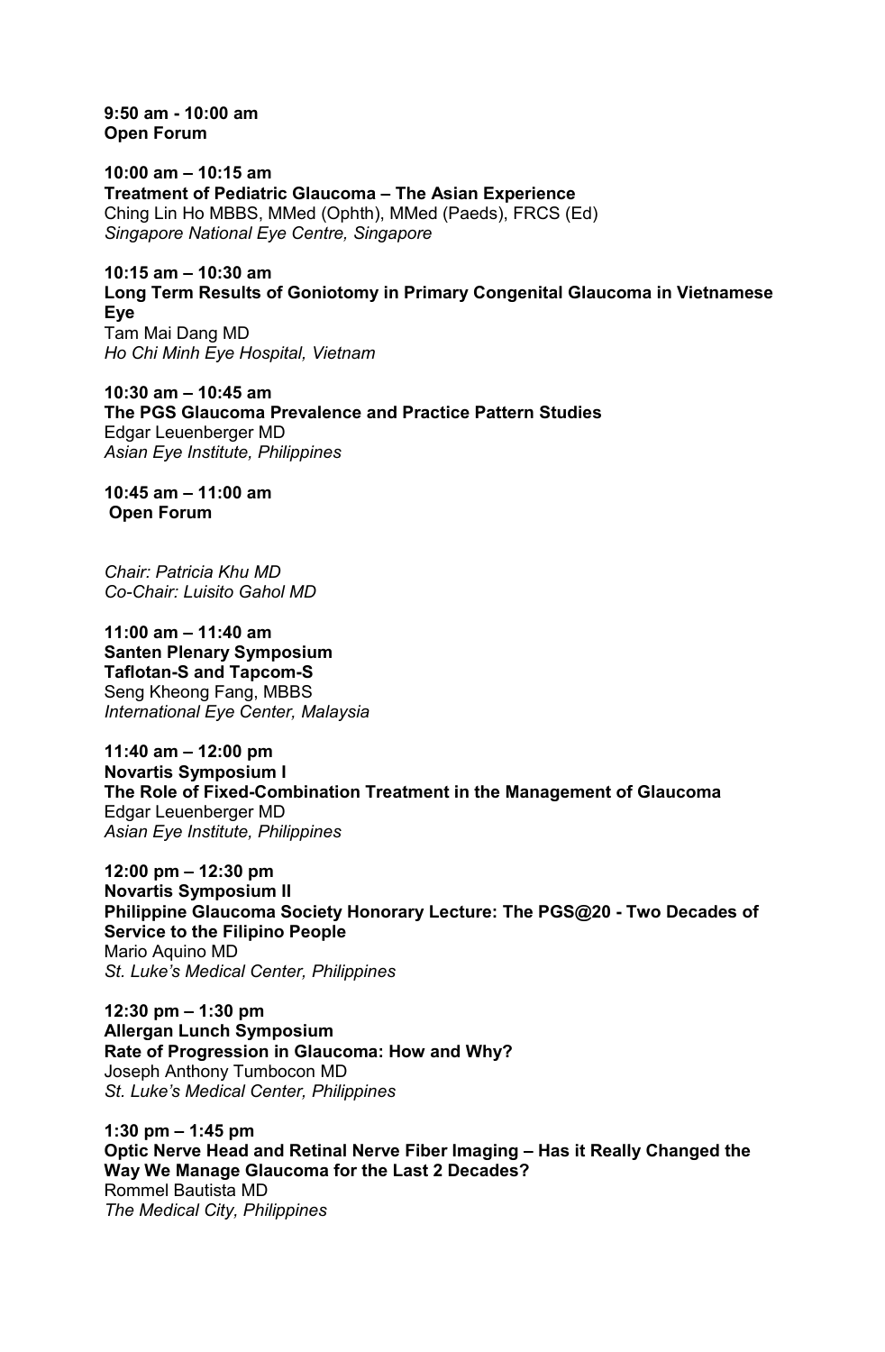**9:50 am - 10:00 am**
**Open Forum**

**10:00 am – 10:15 am**
**Treatment of Pediatric Glaucoma – The Asian Experience**
Ching Lin Ho MBBS, MMed (Ophth), MMed (Paeds), FRCS (Ed)
*Singapore National Eye Centre, Singapore*

**10:15 am – 10:30 am**
**Long Term Results of Goniotomy in Primary Congenital Glaucoma in Vietnamese Eye**
Tam Mai Dang MD
*Ho Chi Minh Eye Hospital, Vietnam*

**10:30 am – 10:45 am**
**The PGS Glaucoma Prevalence and Practice Pattern Studies**
Edgar Leuenberger MD
*Asian Eye Institute, Philippines*

**10:45 am – 11:00 am**
**Open Forum**

*Chair: Patricia Khu MD*
*Co-Chair: Luisito Gahol MD*

**11:00 am – 11:40 am**
**Santen Plenary Symposium**
**Taflotan-S and Tapcom-S**
Seng Kheong Fang, MBBS
*International Eye Center, Malaysia*

**11:40 am – 12:00 pm**
**Novartis Symposium I**
**The Role of Fixed-Combination Treatment in the Management of Glaucoma**
Edgar Leuenberger MD
*Asian Eye Institute, Philippines*

**12:00 pm – 12:30 pm**
**Novartis Symposium II**
**Philippine Glaucoma Society Honorary Lecture: The PGS@20 - Two Decades of Service to the Filipino People**
Mario Aquino MD
*St. Luke's Medical Center, Philippines*

**12:30 pm – 1:30 pm**
**Allergan Lunch Symposium**
**Rate of Progression in Glaucoma: How and Why?**
Joseph Anthony Tumbocon MD
*St. Luke's Medical Center, Philippines*

**1:30 pm – 1:45 pm**
**Optic Nerve Head and Retinal Nerve Fiber Imaging – Has it Really Changed the Way We Manage Glaucoma for the Last 2 Decades?**
Rommel Bautista MD
*The Medical City, Philippines*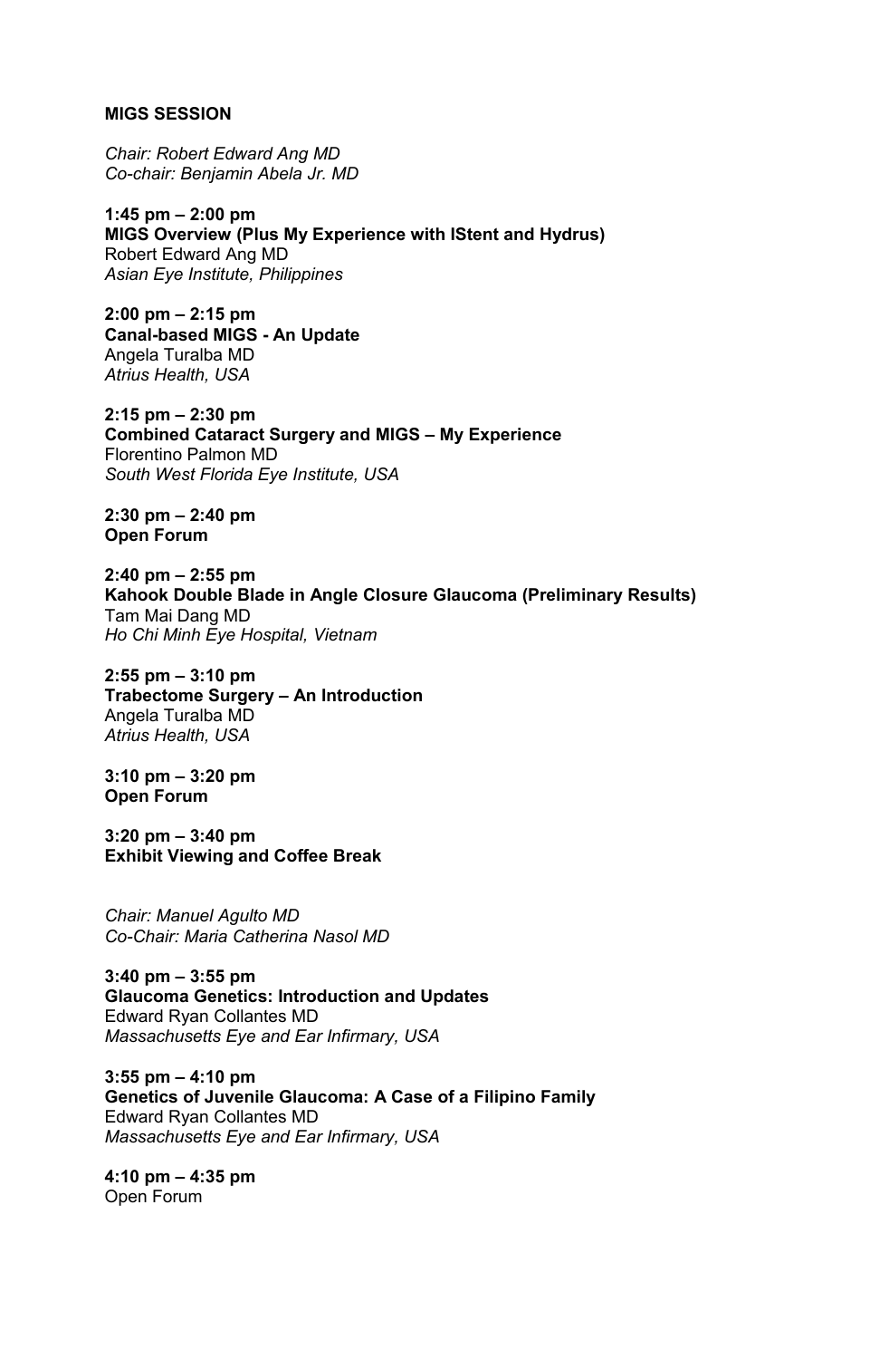## MIGS SESSION

*Chair: Robert Edward Ang MD*
*Co-chair: Benjamin Abela Jr. MD*

**1:45 pm – 2:00 pm**
**MIGS Overview (Plus My Experience with IStent and Hydrus)**
Robert Edward Ang MD
*Asian Eye Institute, Philippines*

**2:00 pm – 2:15 pm**
**Canal-based MIGS - An Update**
Angela Turalba MD
*Atrius Health, USA*

**2:15 pm – 2:30 pm**
**Combined Cataract Surgery and MIGS – My Experience**
Florentino Palmon MD
*South West Florida Eye Institute, USA*

**2:30 pm – 2:40 pm**
**Open Forum**

**2:40 pm – 2:55 pm**
**Kahook Double Blade in Angle Closure Glaucoma (Preliminary Results)**
Tam Mai Dang MD
*Ho Chi Minh Eye Hospital, Vietnam*

**2:55 pm – 3:10 pm**
**Trabectome Surgery – An Introduction**
Angela Turalba MD
*Atrius Health, USA*

**3:10 pm – 3:20 pm**
**Open Forum**

**3:20 pm – 3:40 pm**
**Exhibit Viewing and Coffee Break**

*Chair: Manuel Agulto MD*
*Co-Chair: Maria Catherina Nasol MD*

**3:40 pm – 3:55 pm**
**Glaucoma Genetics: Introduction and Updates**
Edward Ryan Collantes MD
*Massachusetts Eye and Ear Infirmary, USA*

**3:55 pm – 4:10 pm**
**Genetics of Juvenile Glaucoma: A Case of a Filipino Family**
Edward Ryan Collantes MD
*Massachusetts Eye and Ear Infirmary, USA*

**4:10 pm – 4:35 pm**
Open Forum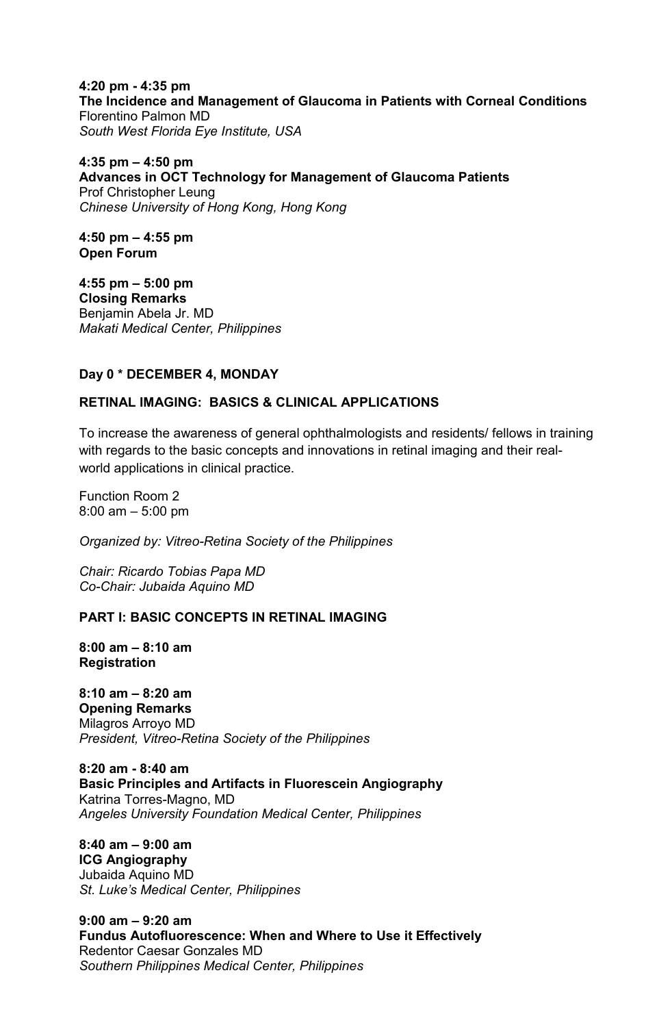**4:20 pm - 4:35 pm**
**The Incidence and Management of Glaucoma in Patients with Corneal Conditions**
Florentino Palmon MD
*South West Florida Eye Institute, USA*

**4:35 pm – 4:50 pm**
**Advances in OCT Technology for Management of Glaucoma Patients**
Prof Christopher Leung
*Chinese University of Hong Kong, Hong Kong*

**4:50 pm – 4:55 pm**
**Open Forum**

**4:55 pm – 5:00 pm**
**Closing Remarks**
Benjamin Abela Jr. MD
*Makati Medical Center, Philippines*

**Day 0 * DECEMBER 4, MONDAY**

**RETINAL IMAGING: BASICS & CLINICAL APPLICATIONS**

To increase the awareness of general ophthalmologists and residents/ fellows in training with regards to the basic concepts and innovations in retinal imaging and their real-world applications in clinical practice.

Function Room 2
8:00 am – 5:00 pm

*Organized by: Vitreo-Retina Society of the Philippines*

*Chair: Ricardo Tobias Papa MD*
*Co-Chair: Jubaida Aquino MD*

**PART I: BASIC CONCEPTS IN RETINAL IMAGING**

**8:00 am – 8:10 am**
**Registration**

**8:10 am – 8:20 am**
**Opening Remarks**
Milagros Arroyo MD
*President, Vitreo-Retina Society of the Philippines*

**8:20 am - 8:40 am**
**Basic Principles and Artifacts in Fluorescein Angiography**
Katrina Torres-Magno, MD
*Angeles University Foundation Medical Center, Philippines*

**8:40 am – 9:00 am**
**ICG Angiography**
Jubaida Aquino MD
*St. Luke's Medical Center, Philippines*

**9:00 am – 9:20 am**
**Fundus Autofluorescence: When and Where to Use it Effectively**
Redentor Caesar Gonzales MD
*Southern Philippines Medical Center, Philippines*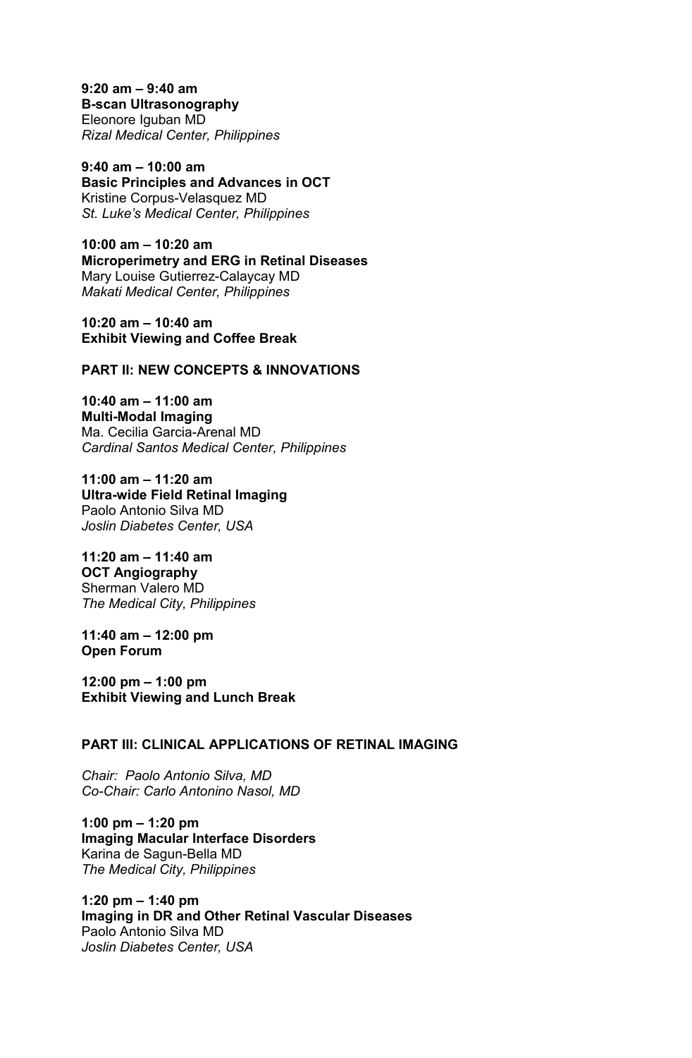**9:20 am – 9:40 am**
**B-scan Ultrasonography**
Eleonore Iguban MD
*Rizal Medical Center, Philippines*

**9:40 am – 10:00 am**
**Basic Principles and Advances in OCT**
Kristine Corpus-Velasquez MD
*St. Luke's Medical Center, Philippines*

**10:00 am – 10:20 am**
**Microperimetry and ERG in Retinal Diseases**
Mary Louise Gutierrez-Calaycay MD
*Makati Medical Center, Philippines*

**10:20 am – 10:40 am**
**Exhibit Viewing and Coffee Break**

## PART II: NEW CONCEPTS & INNOVATIONS

**10:40 am – 11:00 am**
**Multi-Modal Imaging**
Ma. Cecilia Garcia-Arenal MD
*Cardinal Santos Medical Center, Philippines*

**11:00 am – 11:20 am**
**Ultra-wide Field Retinal Imaging**
Paolo Antonio Silva MD
*Joslin Diabetes Center, USA*

**11:20 am – 11:40 am**
**OCT Angiography**
Sherman Valero MD
*The Medical City, Philippines*

**11:40 am – 12:00 pm**
**Open Forum**

**12:00 pm – 1:00 pm**
**Exhibit Viewing and Lunch Break**

## PART III: CLINICAL APPLICATIONS OF RETINAL IMAGING

*Chair: Paolo Antonio Silva, MD*
*Co-Chair: Carlo Antonino Nasol, MD*

**1:00 pm – 1:20 pm**
**Imaging Macular Interface Disorders**
Karina de Sagun-Bella MD
*The Medical City, Philippines*

**1:20 pm – 1:40 pm**
**Imaging in DR and Other Retinal Vascular Diseases**
Paolo Antonio Silva MD
*Joslin Diabetes Center, USA*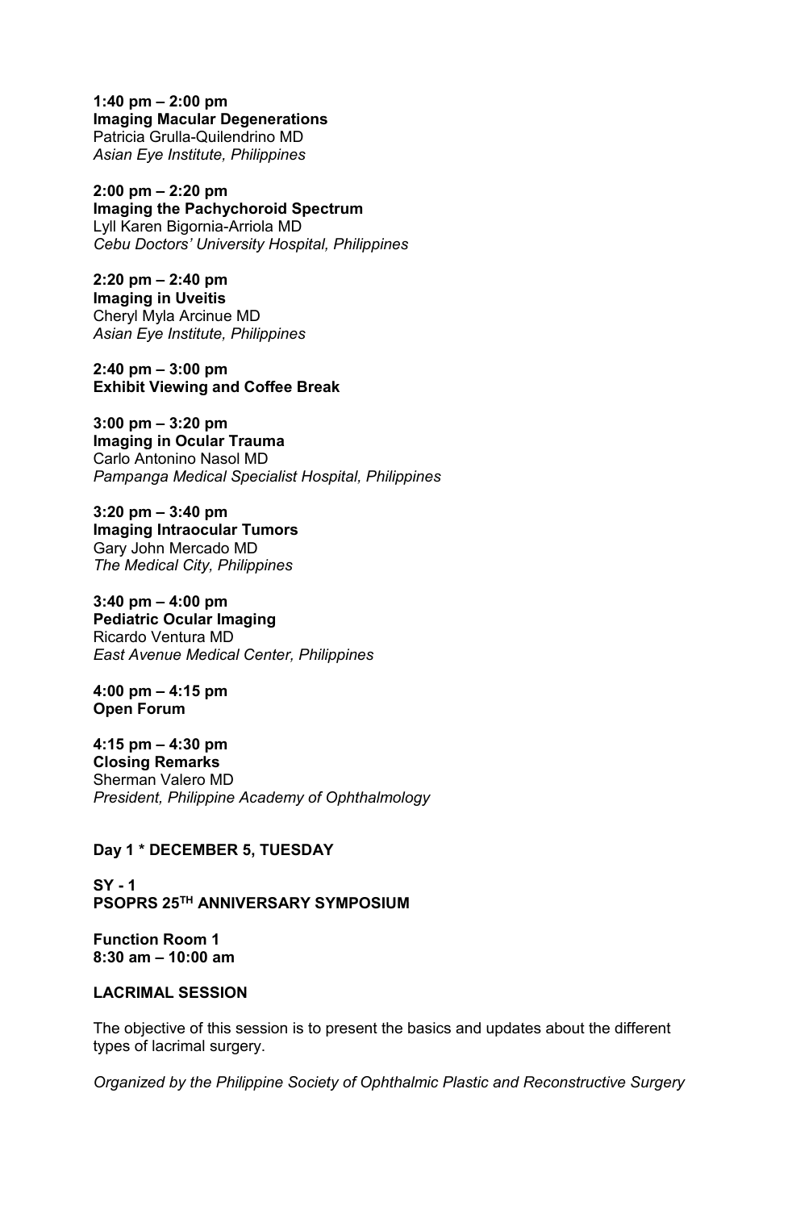**1:40 pm – 2:00 pm**
**Imaging Macular Degenerations**
Patricia Grulla-Quilendrino MD
*Asian Eye Institute, Philippines*

**2:00 pm – 2:20 pm**
**Imaging the Pachychoroid Spectrum**
Lyll Karen Bigornia-Arriola MD
*Cebu Doctors' University Hospital, Philippines*

**2:20 pm – 2:40 pm**
**Imaging in Uveitis**
Cheryl Myla Arcinue MD
*Asian Eye Institute, Philippines*

**2:40 pm – 3:00 pm**
**Exhibit Viewing and Coffee Break**

**3:00 pm – 3:20 pm**
**Imaging in Ocular Trauma**
Carlo Antonino Nasol MD
*Pampanga Medical Specialist Hospital, Philippines*

**3:20 pm – 3:40 pm**
**Imaging Intraocular Tumors**
Gary John Mercado MD
*The Medical City, Philippines*

**3:40 pm – 4:00 pm**
**Pediatric Ocular Imaging**
Ricardo Ventura MD
*East Avenue Medical Center, Philippines*

**4:00 pm – 4:15 pm**
**Open Forum**

**4:15 pm – 4:30 pm**
**Closing Remarks**
Sherman Valero MD
*President, Philippine Academy of Ophthalmology*

**Day 1 * DECEMBER 5, TUESDAY**

**SY - 1**
**PSOPRS 25TH ANNIVERSARY SYMPOSIUM**

**Function Room 1**
**8:30 am – 10:00 am**

**LACRIMAL SESSION**

The objective of this session is to present the basics and updates about the different types of lacrimal surgery.

*Organized by the Philippine Society of Ophthalmic Plastic and Reconstructive Surgery*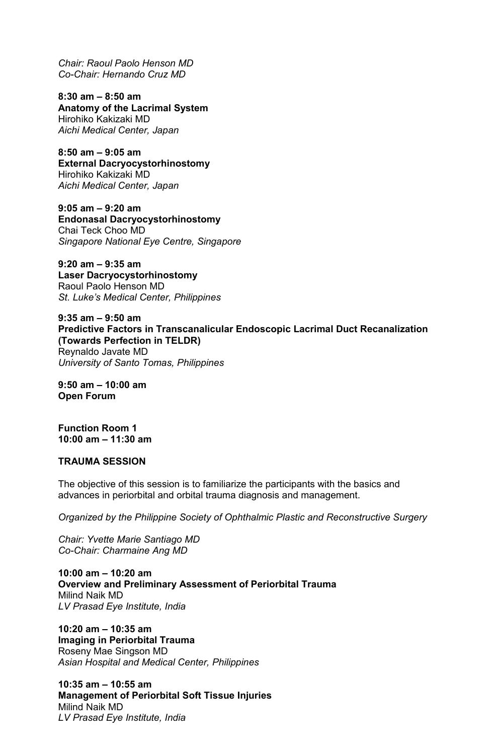*Chair: Raoul Paolo Henson MD*
*Co-Chair: Hernando Cruz MD*

**8:30 am – 8:50 am**
**Anatomy of the Lacrimal System**
Hirohiko Kakizaki MD
*Aichi Medical Center, Japan*

**8:50 am – 9:05 am**
**External Dacryocystorhinostomy**
Hirohiko Kakizaki MD
*Aichi Medical Center, Japan*

**9:05 am – 9:20 am**
**Endonasal Dacryocystorhinostomy**
Chai Teck Choo MD
*Singapore National Eye Centre, Singapore*

**9:20 am – 9:35 am**
**Laser Dacryocystorhinostomy**
Raoul Paolo Henson MD
*St. Luke's Medical Center, Philippines*

**9:35 am – 9:50 am**
**Predictive Factors in Transcanalicular Endoscopic Lacrimal Duct Recanalization (Towards Perfection in TELDR)**
Reynaldo Javate MD
*University of Santo Tomas, Philippines*

**9:50 am – 10:00 am**
**Open Forum**

**Function Room 1**
**10:00 am – 11:30 am**

**TRAUMA SESSION**

The objective of this session is to familiarize the participants with the basics and advances in periorbital and orbital trauma diagnosis and management.

*Organized by the Philippine Society of Ophthalmic Plastic and Reconstructive Surgery*

*Chair: Yvette Marie Santiago MD*
*Co-Chair: Charmaine Ang MD*

**10:00 am – 10:20 am**
**Overview and Preliminary Assessment of Periorbital Trauma**
Milind Naik MD
*LV Prasad Eye Institute, India*

**10:20 am – 10:35 am**
**Imaging in Periorbital Trauma**
Roseny Mae Singson MD
*Asian Hospital and Medical Center, Philippines*

**10:35 am – 10:55 am**
**Management of Periorbital Soft Tissue Injuries**
Milind Naik MD
*LV Prasad Eye Institute, India*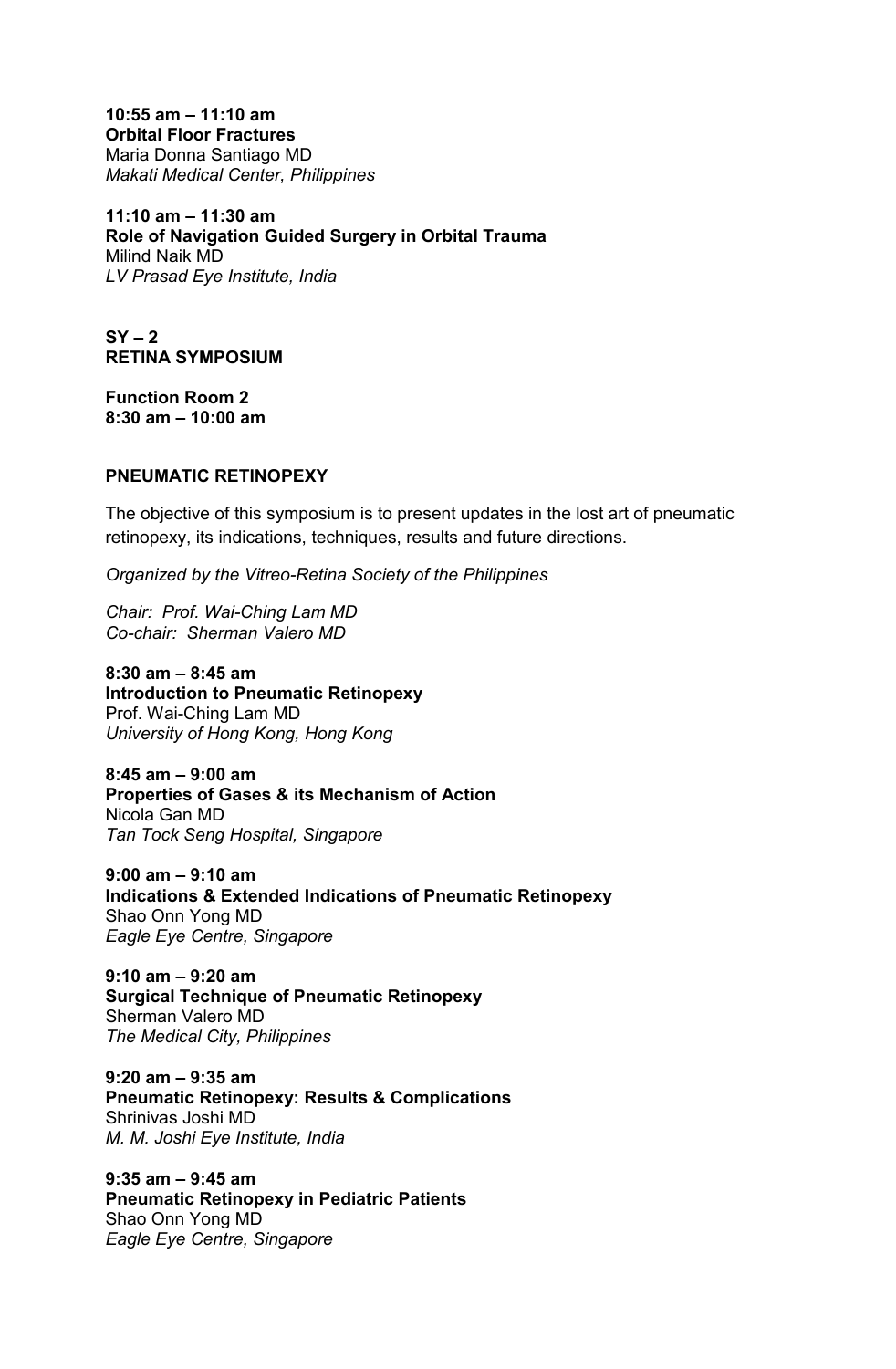**10:55 am – 11:10 am**
**Orbital Floor Fractures**
Maria Donna Santiago MD
*Makati Medical Center, Philippines*

**11:10 am – 11:30 am**
**Role of Navigation Guided Surgery in Orbital Trauma**
Milind Naik MD
*LV Prasad Eye Institute, India*

**SY – 2**
**RETINA SYMPOSIUM**

**Function Room 2**
**8:30 am – 10:00 am**

**PNEUMATIC RETINOPEXY**

The objective of this symposium is to present updates in the lost art of pneumatic retinopexy, its indications, techniques, results and future directions.

*Organized by the Vitreo-Retina Society of the Philippines*

*Chair: Prof. Wai-Ching Lam MD*
*Co-chair: Sherman Valero MD*

**8:30 am – 8:45 am**
**Introduction to Pneumatic Retinopexy**
Prof. Wai-Ching Lam MD
*University of Hong Kong, Hong Kong*

**8:45 am – 9:00 am**
**Properties of Gases & its Mechanism of Action**
Nicola Gan MD
*Tan Tock Seng Hospital, Singapore*

**9:00 am – 9:10 am**
**Indications & Extended Indications of Pneumatic Retinopexy**
Shao Onn Yong MD
*Eagle Eye Centre, Singapore*

**9:10 am – 9:20 am**
**Surgical Technique of Pneumatic Retinopexy**
Sherman Valero MD
*The Medical City, Philippines*

**9:20 am – 9:35 am**
**Pneumatic Retinopexy: Results & Complications**
Shrinivas Joshi MD
*M. M. Joshi Eye Institute, India*

**9:35 am – 9:45 am**
**Pneumatic Retinopexy in Pediatric Patients**
Shao Onn Yong MD
*Eagle Eye Centre, Singapore*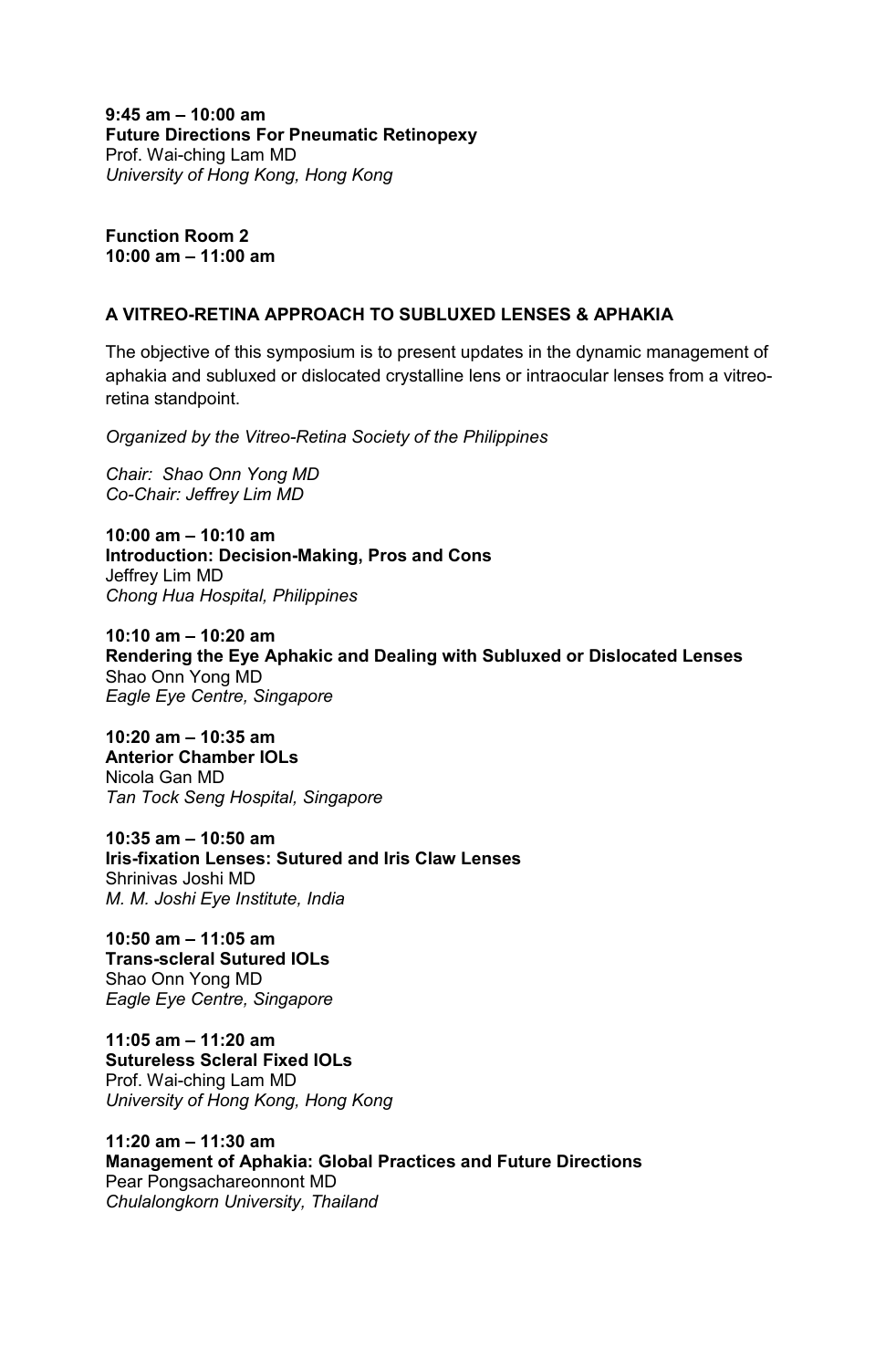**9:45 am – 10:00 am**
**Future Directions For Pneumatic Retinopexy**
Prof. Wai-ching Lam MD
*University of Hong Kong, Hong Kong*

**Function Room 2**
**10:00 am – 11:00 am**

## A VITREO-RETINA APPROACH TO SUBLUXED LENSES & APHAKIA

The objective of this symposium is to present updates in the dynamic management of aphakia and subluxed or dislocated crystalline lens or intraocular lenses from a vitreo-retina standpoint.

*Organized by the Vitreo-Retina Society of the Philippines*

*Chair: Shao Onn Yong MD*
*Co-Chair: Jeffrey Lim MD*

**10:00 am – 10:10 am**
**Introduction: Decision-Making, Pros and Cons**
Jeffrey Lim MD
*Chong Hua Hospital, Philippines*

**10:10 am – 10:20 am**
**Rendering the Eye Aphakic and Dealing with Subluxed or Dislocated Lenses**
Shao Onn Yong MD
*Eagle Eye Centre, Singapore*

**10:20 am – 10:35 am**
**Anterior Chamber IOLs**
Nicola Gan MD
*Tan Tock Seng Hospital, Singapore*

**10:35 am – 10:50 am**
**Iris-fixation Lenses: Sutured and Iris Claw Lenses**
Shrinivas Joshi MD
*M. M. Joshi Eye Institute, India*

**10:50 am – 11:05 am**
**Trans-scleral Sutured IOLs**
Shao Onn Yong MD
*Eagle Eye Centre, Singapore*

**11:05 am – 11:20 am**
**Sutureless Scleral Fixed IOLs**
Prof. Wai-ching Lam MD
*University of Hong Kong, Hong Kong*

**11:20 am – 11:30 am**
**Management of Aphakia: Global Practices and Future Directions**
Pear Pongsachareonnont MD
*Chulalongkorn University, Thailand*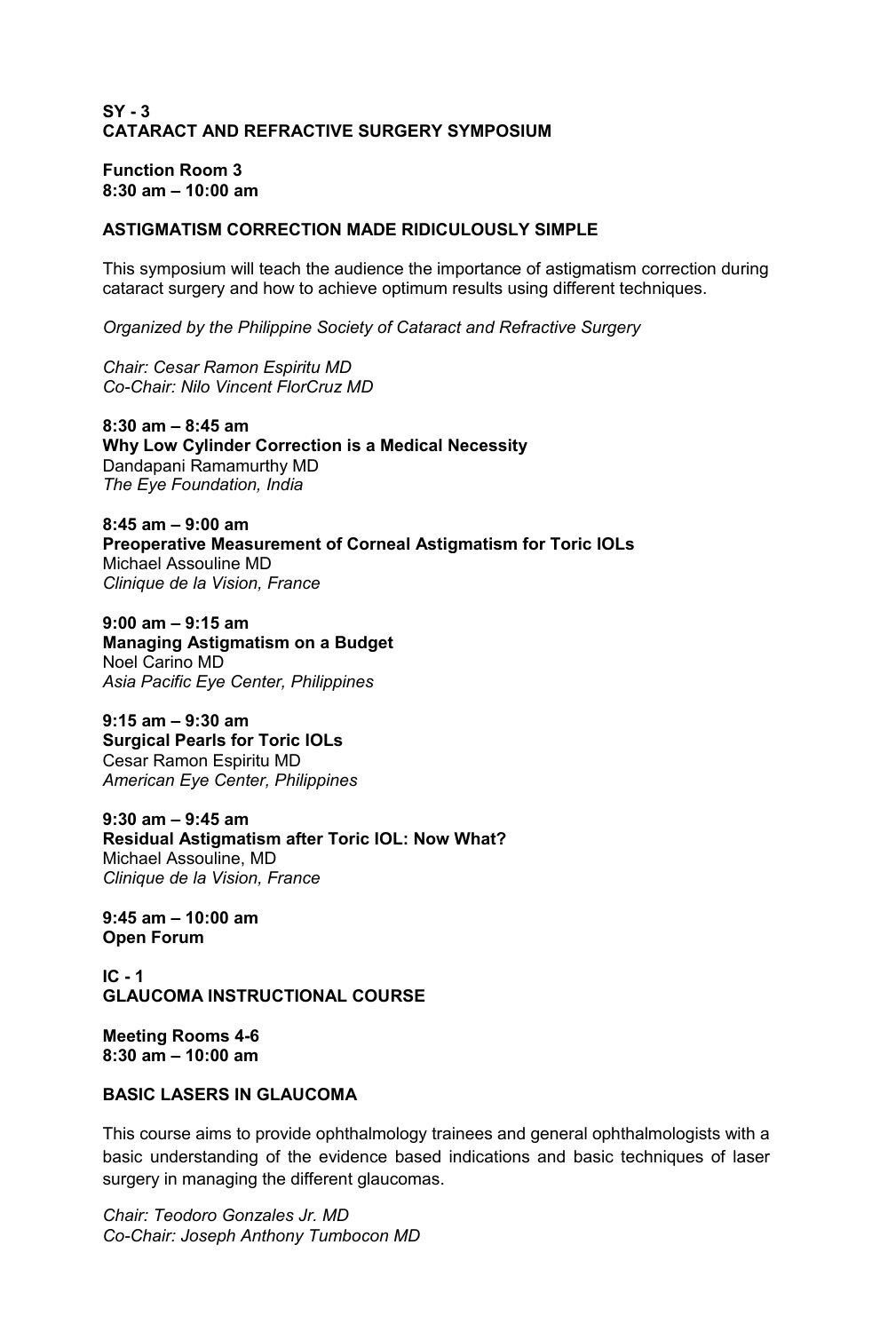**SY - 3**
**CATARACT AND REFRACTIVE SURGERY SYMPOSIUM**

**Function Room 3**
**8:30 am – 10:00 am**

**ASTIGMATISM CORRECTION MADE RIDICULOUSLY SIMPLE**

This symposium will teach the audience the importance of astigmatism correction during cataract surgery and how to achieve optimum results using different techniques.

*Organized by the Philippine Society of Cataract and Refractive Surgery*

*Chair: Cesar Ramon Espiritu MD*
*Co-Chair: Nilo Vincent FlorCruz MD*

**8:30 am – 8:45 am**
**Why Low Cylinder Correction is a Medical Necessity**
Dandapani Ramamurthy MD
*The Eye Foundation, India*

**8:45 am – 9:00 am**
**Preoperative Measurement of Corneal Astigmatism for Toric IOLs**
Michael Assouline MD
*Clinique de la Vision, France*

**9:00 am – 9:15 am**
**Managing Astigmatism on a Budget**
Noel Carino MD
*Asia Pacific Eye Center, Philippines*

**9:15 am – 9:30 am**
**Surgical Pearls for Toric IOLs**
Cesar Ramon Espiritu MD
*American Eye Center, Philippines*

**9:30 am – 9:45 am**
**Residual Astigmatism after Toric IOL: Now What?**
Michael Assouline, MD
*Clinique de la Vision, France*

**9:45 am – 10:00 am**
**Open Forum**

**IC - 1**
**GLAUCOMA INSTRUCTIONAL COURSE**

**Meeting Rooms 4-6**
**8:30 am – 10:00 am**

**BASIC LASERS IN GLAUCOMA**

This course aims to provide ophthalmology trainees and general ophthalmologists with a basic understanding of the evidence based indications and basic techniques of laser surgery in managing the different glaucomas.

*Chair: Teodoro Gonzales Jr. MD*
*Co-Chair: Joseph Anthony Tumbocon MD*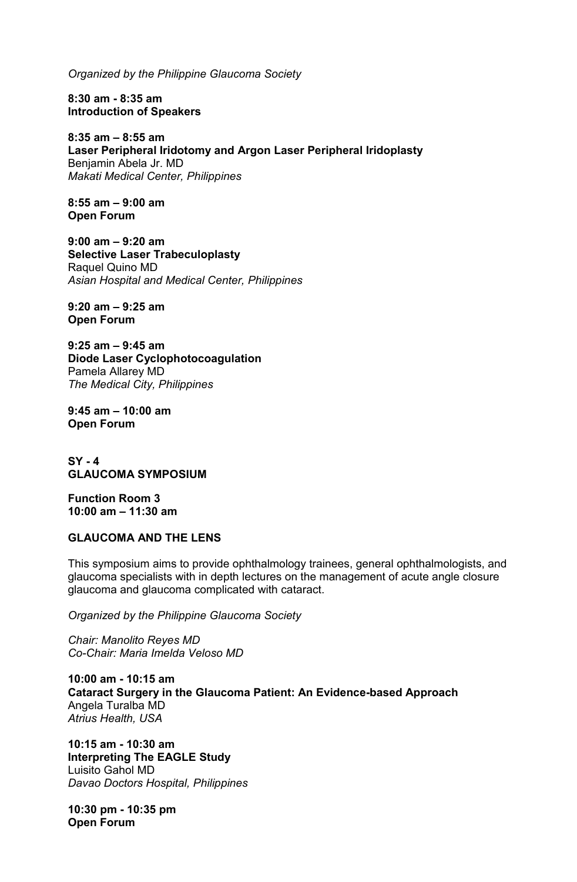*Organized by the Philippine Glaucoma Society*

**8:30 am - 8:35 am**
**Introduction of Speakers**

**8:35 am – 8:55 am**
**Laser Peripheral Iridotomy and Argon Laser Peripheral Iridoplasty**
Benjamin Abela Jr. MD
*Makati Medical Center, Philippines*

**8:55 am – 9:00 am**
**Open Forum**

**9:00 am – 9:20 am**
**Selective Laser Trabeculoplasty**
Raquel Quino MD
*Asian Hospital and Medical Center, Philippines*

**9:20 am – 9:25 am**
**Open Forum**

**9:25 am – 9:45 am**
**Diode Laser Cyclophotocoagulation**
Pamela Allarey MD
*The Medical City, Philippines*

**9:45 am – 10:00 am**
**Open Forum**

**SY - 4**
**GLAUCOMA SYMPOSIUM**

**Function Room 3**
**10:00 am – 11:30 am**

**GLAUCOMA AND THE LENS**

This symposium aims to provide ophthalmology trainees, general ophthalmologists, and glaucoma specialists with in depth lectures on the management of acute angle closure glaucoma and glaucoma complicated with cataract.

*Organized by the Philippine Glaucoma Society*

*Chair: Manolito Reyes MD*
*Co-Chair: Maria Imelda Veloso MD*

**10:00 am - 10:15 am**
**Cataract Surgery in the Glaucoma Patient: An Evidence-based Approach**
Angela Turalba MD
*Atrius Health, USA*

**10:15 am - 10:30 am**
**Interpreting The EAGLE Study**
Luisito Gahol MD
*Davao Doctors Hospital, Philippines*

**10:30 pm - 10:35 pm**
**Open Forum**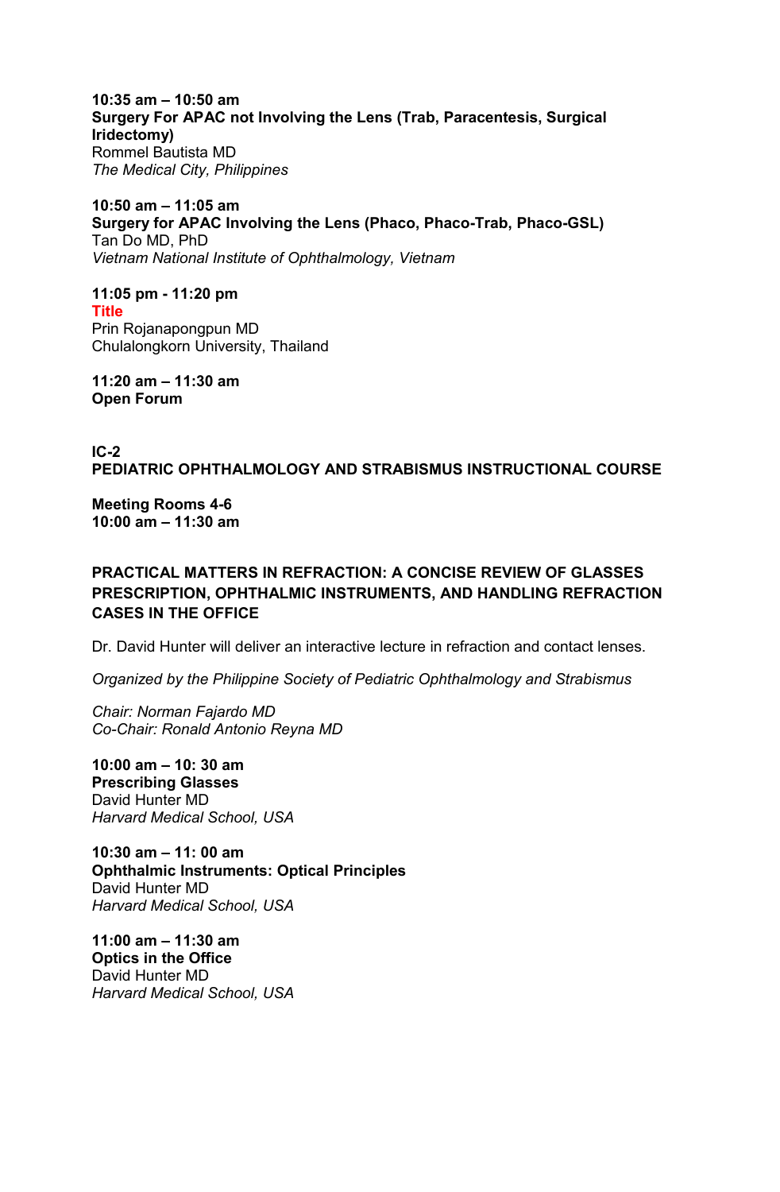**10:35 am – 10:50 am**
**Surgery For APAC not Involving the Lens (Trab, Paracentesis, Surgical Iridectomy)**
Rommel Bautista MD
*The Medical City, Philippines*

**10:50 am – 11:05 am**
**Surgery for APAC Involving the Lens (Phaco, Phaco-Trab, Phaco-GSL)**
Tan Do MD, PhD
*Vietnam National Institute of Ophthalmology, Vietnam*

**11:05 pm - 11:20 pm**
**Title**
Prin Rojanapongpun MD
Chulalongkorn University, Thailand

**11:20 am – 11:30 am**
**Open Forum**

## IC-2
## PEDIATRIC OPHTHALMOLOGY AND STRABISMUS INSTRUCTIONAL COURSE

**Meeting Rooms 4-6**
**10:00 am – 11:30 am**

### PRACTICAL MATTERS IN REFRACTION: A CONCISE REVIEW OF GLASSES PRESCRIPTION, OPHTHALMIC INSTRUMENTS, AND HANDLING REFRACTION CASES IN THE OFFICE

Dr. David Hunter will deliver an interactive lecture in refraction and contact lenses.

*Organized by the Philippine Society of Pediatric Ophthalmology and Strabismus*

*Chair: Norman Fajardo MD*
*Co-Chair: Ronald Antonio Reyna MD*

**10:00 am – 10: 30 am**
**Prescribing Glasses**
David Hunter MD
*Harvard Medical School, USA*

**10:30 am – 11: 00 am**
**Ophthalmic Instruments: Optical Principles**
David Hunter MD
*Harvard Medical School, USA*

**11:00 am – 11:30 am**
**Optics in the Office**
David Hunter MD
*Harvard Medical School, USA*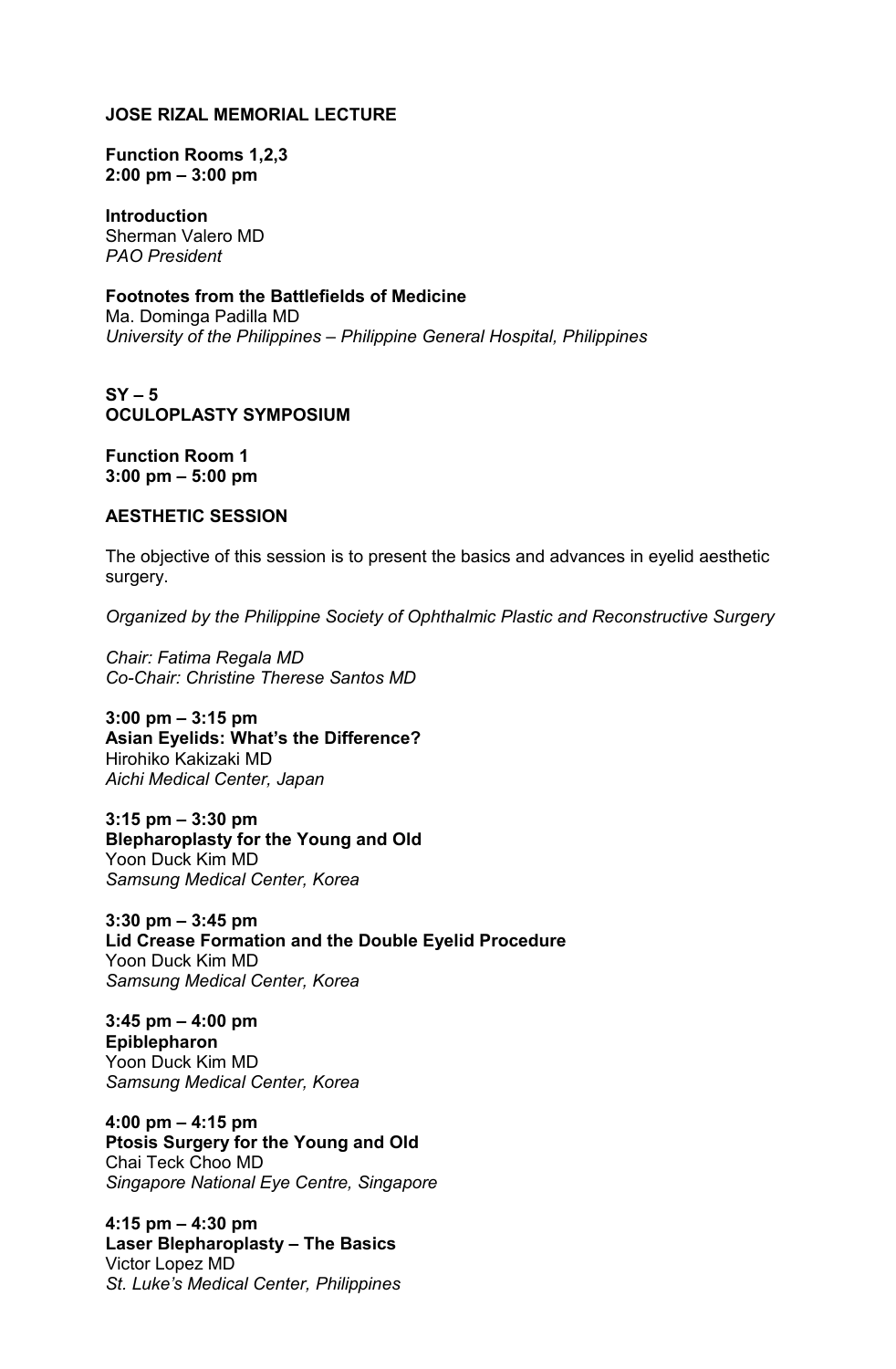## JOSE RIZAL MEMORIAL LECTURE

**Function Rooms 1,2,3**
**2:00 pm – 3:00 pm**

**Introduction**
Sherman Valero MD
*PAO President*

**Footnotes from the Battlefields of Medicine**
Ma. Dominga Padilla MD
*University of the Philippines – Philippine General Hospital, Philippines*

## SY – 5
## OCULOPLASTY SYMPOSIUM

**Function Room 1**
**3:00 pm – 5:00 pm**

### AESTHETIC SESSION

The objective of this session is to present the basics and advances in eyelid aesthetic surgery.

*Organized by the Philippine Society of Ophthalmic Plastic and Reconstructive Surgery*

*Chair: Fatima Regala MD*
*Co-Chair: Christine Therese Santos MD*

**3:00 pm – 3:15 pm**
**Asian Eyelids: What's the Difference?**
Hirohiko Kakizaki MD
*Aichi Medical Center, Japan*

**3:15 pm – 3:30 pm**
**Blepharoplasty for the Young and Old**
Yoon Duck Kim MD
*Samsung Medical Center, Korea*

**3:30 pm – 3:45 pm**
**Lid Crease Formation and the Double Eyelid Procedure**
Yoon Duck Kim MD
*Samsung Medical Center, Korea*

**3:45 pm – 4:00 pm**
**Epiblepharon**
Yoon Duck Kim MD
*Samsung Medical Center, Korea*

**4:00 pm – 4:15 pm**
**Ptosis Surgery for the Young and Old**
Chai Teck Choo MD
*Singapore National Eye Centre, Singapore*

**4:15 pm – 4:30 pm**
**Laser Blepharoplasty – The Basics**
Victor Lopez MD
*St. Luke's Medical Center, Philippines*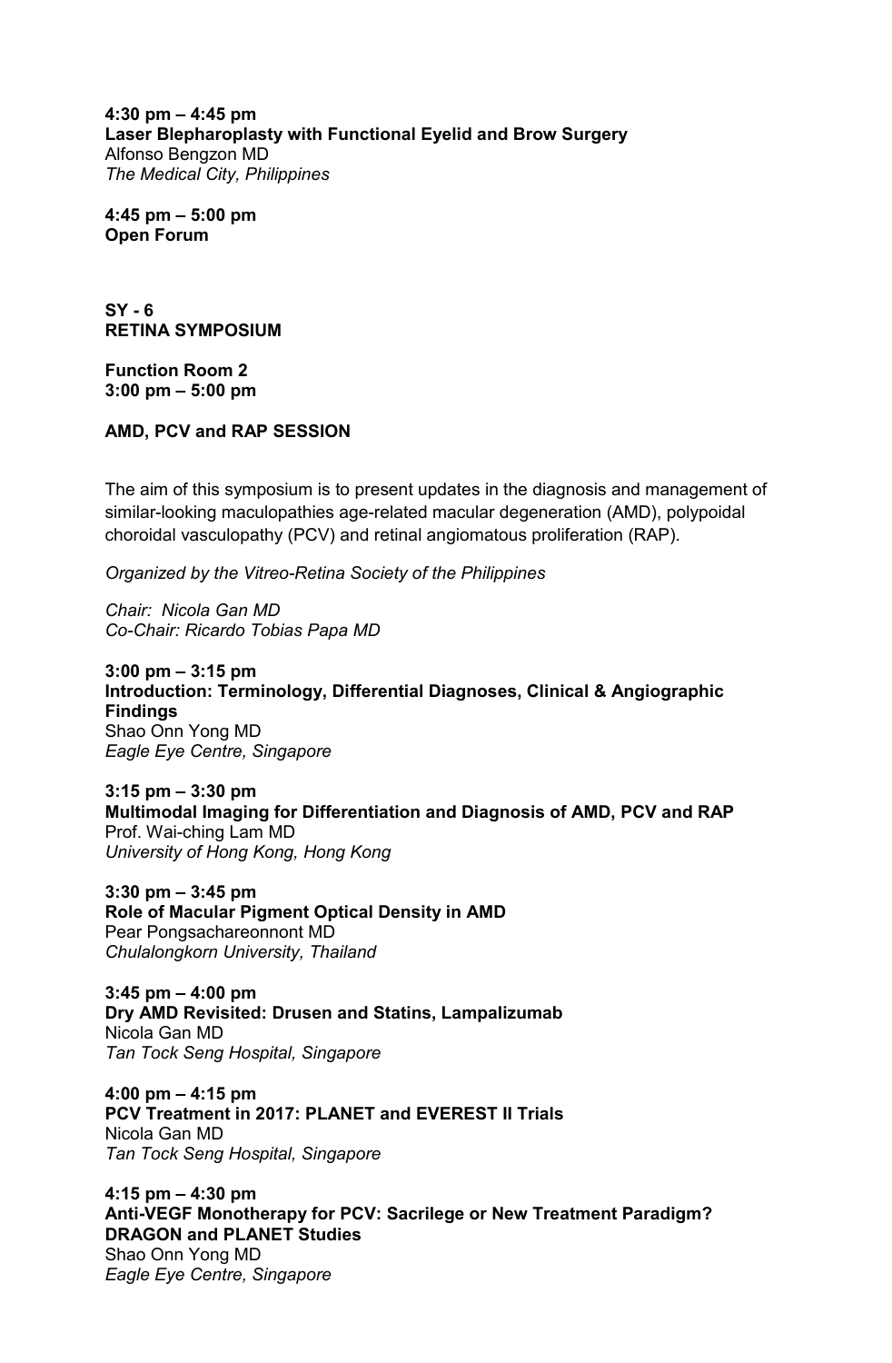**4:30 pm – 4:45 pm**
**Laser Blepharoplasty with Functional Eyelid and Brow Surgery**
Alfonso Bengzon MD
*The Medical City, Philippines*

**4:45 pm – 5:00 pm**
**Open Forum**

## SY - 6
## RETINA SYMPOSIUM

**Function Room 2**
**3:00 pm – 5:00 pm**

**AMD, PCV and RAP SESSION**

The aim of this symposium is to present updates in the diagnosis and management of similar-looking maculopathies age-related macular degeneration (AMD), polypoidal choroidal vasculopathy (PCV) and retinal angiomatous proliferation (RAP).

*Organized by the Vitreo-Retina Society of the Philippines*

*Chair: Nicola Gan MD*
*Co-Chair: Ricardo Tobias Papa MD*

**3:00 pm – 3:15 pm**
**Introduction: Terminology, Differential Diagnoses, Clinical & Angiographic Findings**
Shao Onn Yong MD
*Eagle Eye Centre, Singapore*

**3:15 pm – 3:30 pm**
**Multimodal Imaging for Differentiation and Diagnosis of AMD, PCV and RAP**
Prof. Wai-ching Lam MD
*University of Hong Kong, Hong Kong*

**3:30 pm – 3:45 pm**
**Role of Macular Pigment Optical Density in AMD**
Pear Pongsachareonnont MD
*Chulalongkorn University, Thailand*

**3:45 pm – 4:00 pm**
**Dry AMD Revisited: Drusen and Statins, Lampalizumab**
Nicola Gan MD
*Tan Tock Seng Hospital, Singapore*

**4:00 pm – 4:15 pm**
**PCV Treatment in 2017: PLANET and EVEREST II Trials**
Nicola Gan MD
*Tan Tock Seng Hospital, Singapore*

**4:15 pm – 4:30 pm**
**Anti-VEGF Monotherapy for PCV: Sacrilege or New Treatment Paradigm? DRAGON and PLANET Studies**
Shao Onn Yong MD
*Eagle Eye Centre, Singapore*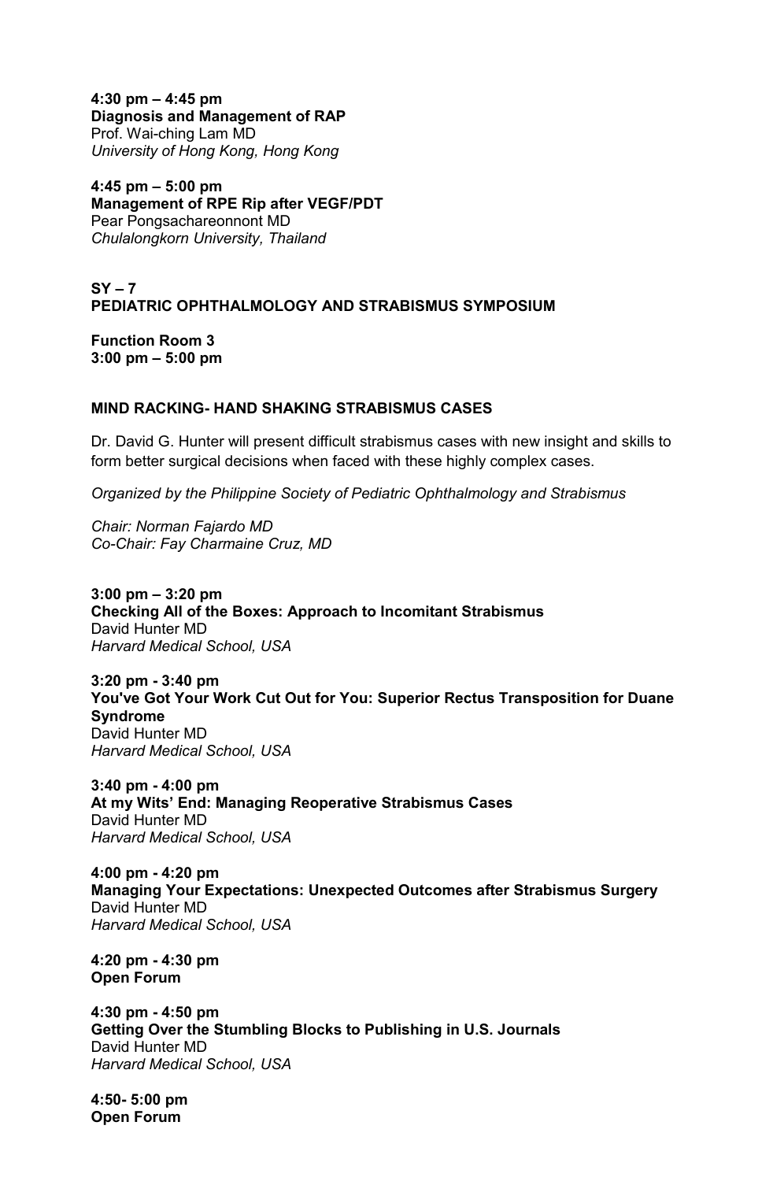**4:30 pm – 4:45 pm**
**Diagnosis and Management of RAP**
Prof. Wai-ching Lam MD
*University of Hong Kong, Hong Kong*

**4:45 pm – 5:00 pm**
**Management of RPE Rip after VEGF/PDT**
Pear Pongsachareonnont MD
*Chulalongkorn University, Thailand*

## SY – 7
## PEDIATRIC OPHTHALMOLOGY AND STRABISMUS SYMPOSIUM

**Function Room 3**
**3:00 pm – 5:00 pm**

### MIND RACKING- HAND SHAKING STRABISMUS CASES

Dr. David G. Hunter will present difficult strabismus cases with new insight and skills to form better surgical decisions when faced with these highly complex cases.

*Organized by the Philippine Society of Pediatric Ophthalmology and Strabismus*

*Chair: Norman Fajardo MD*
*Co-Chair: Fay Charmaine Cruz, MD*

**3:00 pm – 3:20 pm**
**Checking All of the Boxes: Approach to Incomitant Strabismus**
David Hunter MD
*Harvard Medical School, USA*

**3:20 pm - 3:40 pm**
**You've Got Your Work Cut Out for You: Superior Rectus Transposition for Duane Syndrome**
David Hunter MD
*Harvard Medical School, USA*

**3:40 pm - 4:00 pm**
**At my Wits' End: Managing Reoperative Strabismus Cases**
David Hunter MD
*Harvard Medical School, USA*

**4:00 pm - 4:20 pm**
**Managing Your Expectations: Unexpected Outcomes after Strabismus Surgery**
David Hunter MD
*Harvard Medical School, USA*

**4:20 pm - 4:30 pm**
**Open Forum**

**4:30 pm - 4:50 pm**
**Getting Over the Stumbling Blocks to Publishing in U.S. Journals**
David Hunter MD
*Harvard Medical School, USA*

**4:50- 5:00 pm**
**Open Forum**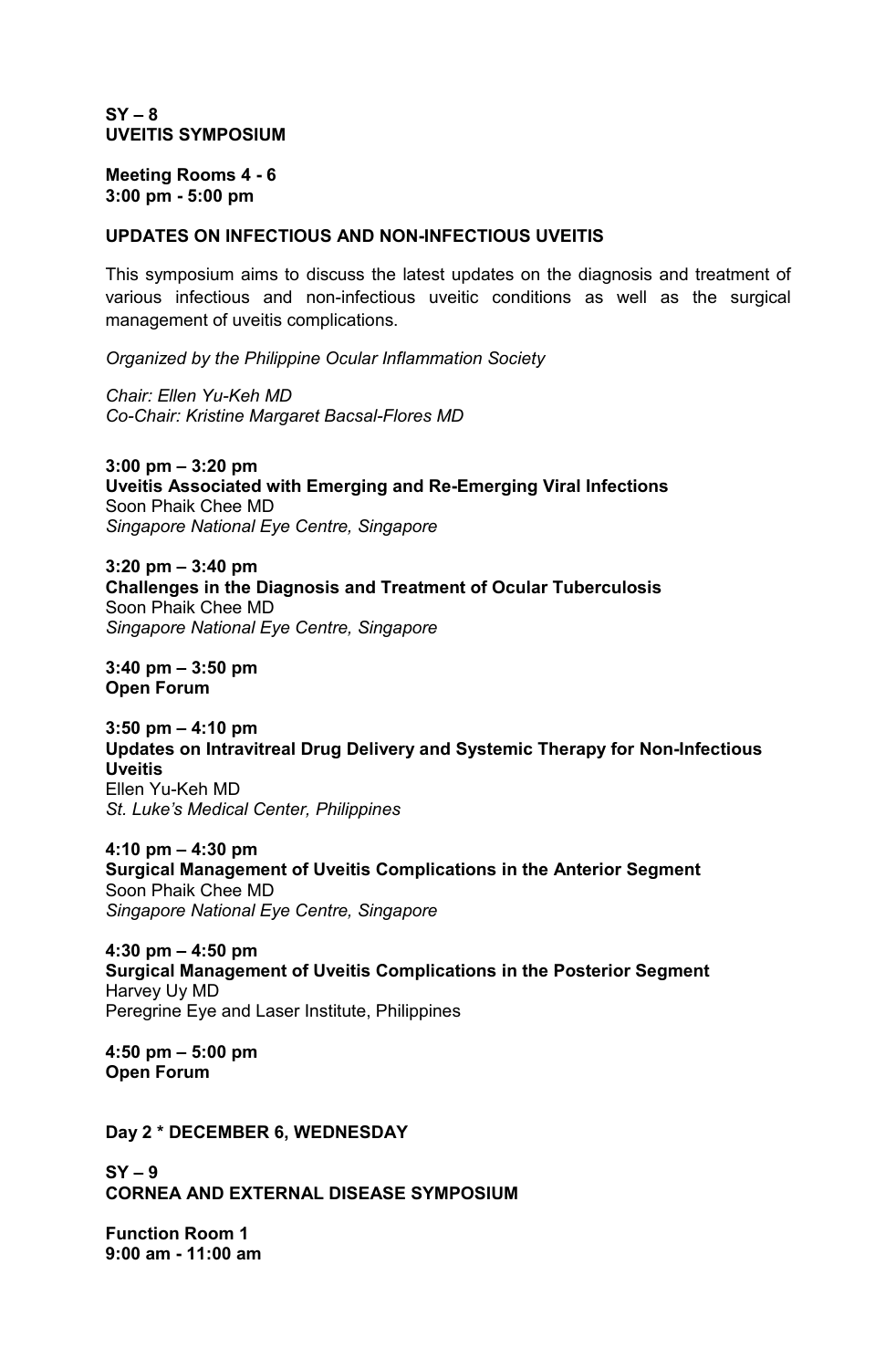**SY – 8**
**UVEITIS SYMPOSIUM**

**Meeting Rooms 4 - 6**
**3:00 pm - 5:00 pm**

**UPDATES ON INFECTIOUS AND NON-INFECTIOUS UVEITIS**

This symposium aims to discuss the latest updates on the diagnosis and treatment of various infectious and non-infectious uveitic conditions as well as the surgical management of uveitis complications.

*Organized by the Philippine Ocular Inflammation Society*

*Chair: Ellen Yu-Keh MD*
*Co-Chair: Kristine Margaret Bacsal-Flores MD*

**3:00 pm – 3:20 pm**
**Uveitis Associated with Emerging and Re-Emerging Viral Infections**
Soon Phaik Chee MD
*Singapore National Eye Centre, Singapore*

**3:20 pm – 3:40 pm**
**Challenges in the Diagnosis and Treatment of Ocular Tuberculosis**
Soon Phaik Chee MD
*Singapore National Eye Centre, Singapore*

**3:40 pm – 3:50 pm**
**Open Forum**

**3:50 pm – 4:10 pm**
**Updates on Intravitreal Drug Delivery and Systemic Therapy for Non-Infectious Uveitis**
Ellen Yu-Keh MD
*St. Luke's Medical Center, Philippines*

**4:10 pm – 4:30 pm**
**Surgical Management of Uveitis Complications in the Anterior Segment**
Soon Phaik Chee MD
*Singapore National Eye Centre, Singapore*

**4:30 pm – 4:50 pm**
**Surgical Management of Uveitis Complications in the Posterior Segment**
Harvey Uy MD
Peregrine Eye and Laser Institute, Philippines

**4:50 pm – 5:00 pm**
**Open Forum**

**Day 2 * DECEMBER 6, WEDNESDAY**

**SY – 9**
**CORNEA AND EXTERNAL DISEASE SYMPOSIUM**

**Function Room 1**
**9:00 am - 11:00 am**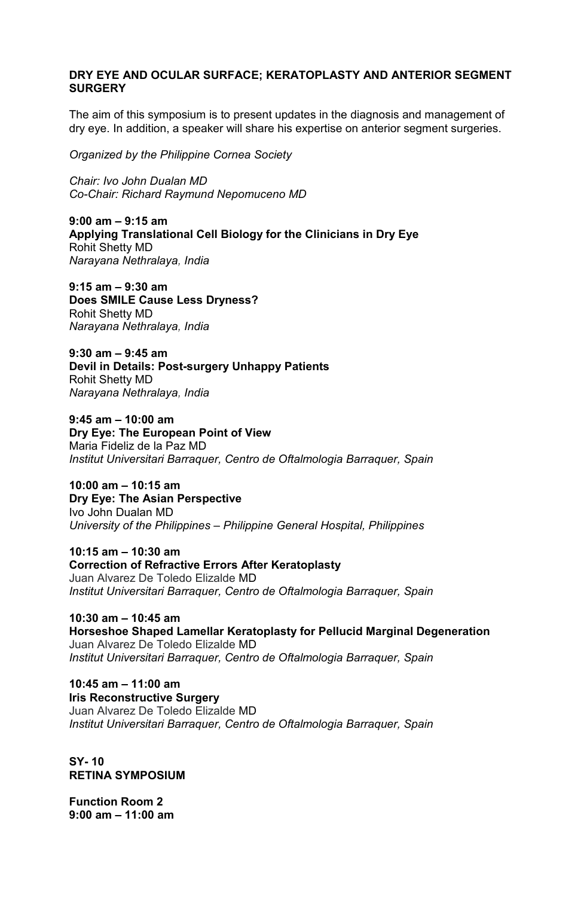## DRY EYE AND OCULAR SURFACE; KERATOPLASTY AND ANTERIOR SEGMENT SURGERY

The aim of this symposium is to present updates in the diagnosis and management of dry eye. In addition, a speaker will share his expertise on anterior segment surgeries.

*Organized by the Philippine Cornea Society*

*Chair: Ivo John Dualan MD*
*Co-Chair: Richard Raymund Nepomuceno MD*

**9:00 am – 9:15 am**
**Applying Translational Cell Biology for the Clinicians in Dry Eye**
Rohit Shetty MD
*Narayana Nethralaya, India*

**9:15 am – 9:30 am**
**Does SMILE Cause Less Dryness?**
Rohit Shetty MD
*Narayana Nethralaya, India*

**9:30 am – 9:45 am**
**Devil in Details: Post-surgery Unhappy Patients**
Rohit Shetty MD
*Narayana Nethralaya, India*

**9:45 am – 10:00 am**
**Dry Eye: The European Point of View**
Maria Fideliz de la Paz MD
*Institut Universitari Barraquer, Centro de Oftalmologia Barraquer, Spain*

**10:00 am – 10:15 am**
**Dry Eye: The Asian Perspective**
Ivo John Dualan MD
*University of the Philippines – Philippine General Hospital, Philippines*

**10:15 am – 10:30 am**
**Correction of Refractive Errors After Keratoplasty**
Juan Alvarez De Toledo Elizalde MD
*Institut Universitari Barraquer, Centro de Oftalmologia Barraquer, Spain*

**10:30 am – 10:45 am**
**Horseshoe Shaped Lamellar Keratoplasty for Pellucid Marginal Degeneration**
Juan Alvarez De Toledo Elizalde MD
*Institut Universitari Barraquer, Centro de Oftalmologia Barraquer, Spain*

**10:45 am – 11:00 am**
**Iris Reconstructive Surgery**
Juan Alvarez De Toledo Elizalde MD
*Institut Universitari Barraquer, Centro de Oftalmologia Barraquer, Spain*

## SY- 10
## RETINA SYMPOSIUM

**Function Room 2**
**9:00 am – 11:00 am**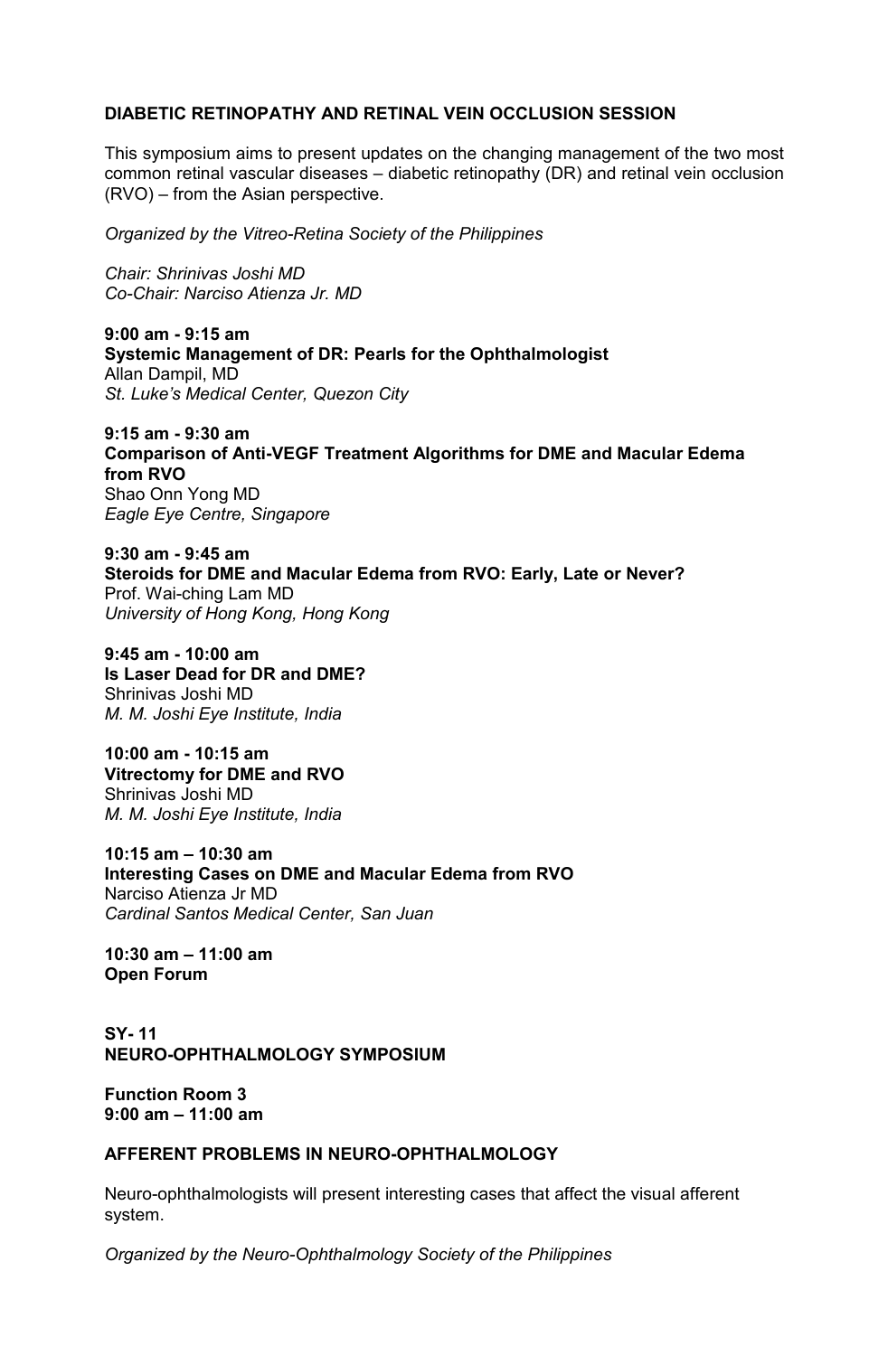**DIABETIC RETINOPATHY AND RETINAL VEIN OCCLUSION SESSION**

This symposium aims to present updates on the changing management of the two most common retinal vascular diseases – diabetic retinopathy (DR) and retinal vein occlusion (RVO) – from the Asian perspective.

*Organized by the Vitreo-Retina Society of the Philippines*

*Chair: Shrinivas Joshi MD*
*Co-Chair: Narciso Atienza Jr. MD*

**9:00 am - 9:15 am**
**Systemic Management of DR: Pearls for the Ophthalmologist**
Allan Dampil, MD
*St. Luke's Medical Center, Quezon City*

**9:15 am - 9:30 am**
**Comparison of Anti-VEGF Treatment Algorithms for DME and Macular Edema from RVO**
Shao Onn Yong MD
*Eagle Eye Centre, Singapore*

**9:30 am - 9:45 am**
**Steroids for DME and Macular Edema from RVO: Early, Late or Never?**
Prof. Wai-ching Lam MD
*University of Hong Kong, Hong Kong*

**9:45 am - 10:00 am**
**Is Laser Dead for DR and DME?**
Shrinivas Joshi MD
*M. M. Joshi Eye Institute, India*

**10:00 am - 10:15 am**
**Vitrectomy for DME and RVO**
Shrinivas Joshi MD
*M. M. Joshi Eye Institute, India*

**10:15 am – 10:30 am**
**Interesting Cases on DME and Macular Edema from RVO**
Narciso Atienza Jr MD
*Cardinal Santos Medical Center, San Juan*

**10:30 am – 11:00 am**
**Open Forum**

**SY- 11**
**NEURO-OPHTHALMOLOGY SYMPOSIUM**

**Function Room 3**
**9:00 am – 11:00 am**

**AFFERENT PROBLEMS IN NEURO-OPHTHALMOLOGY**

Neuro-ophthalmologists will present interesting cases that affect the visual afferent system.

*Organized by the Neuro-Ophthalmology Society of the Philippines*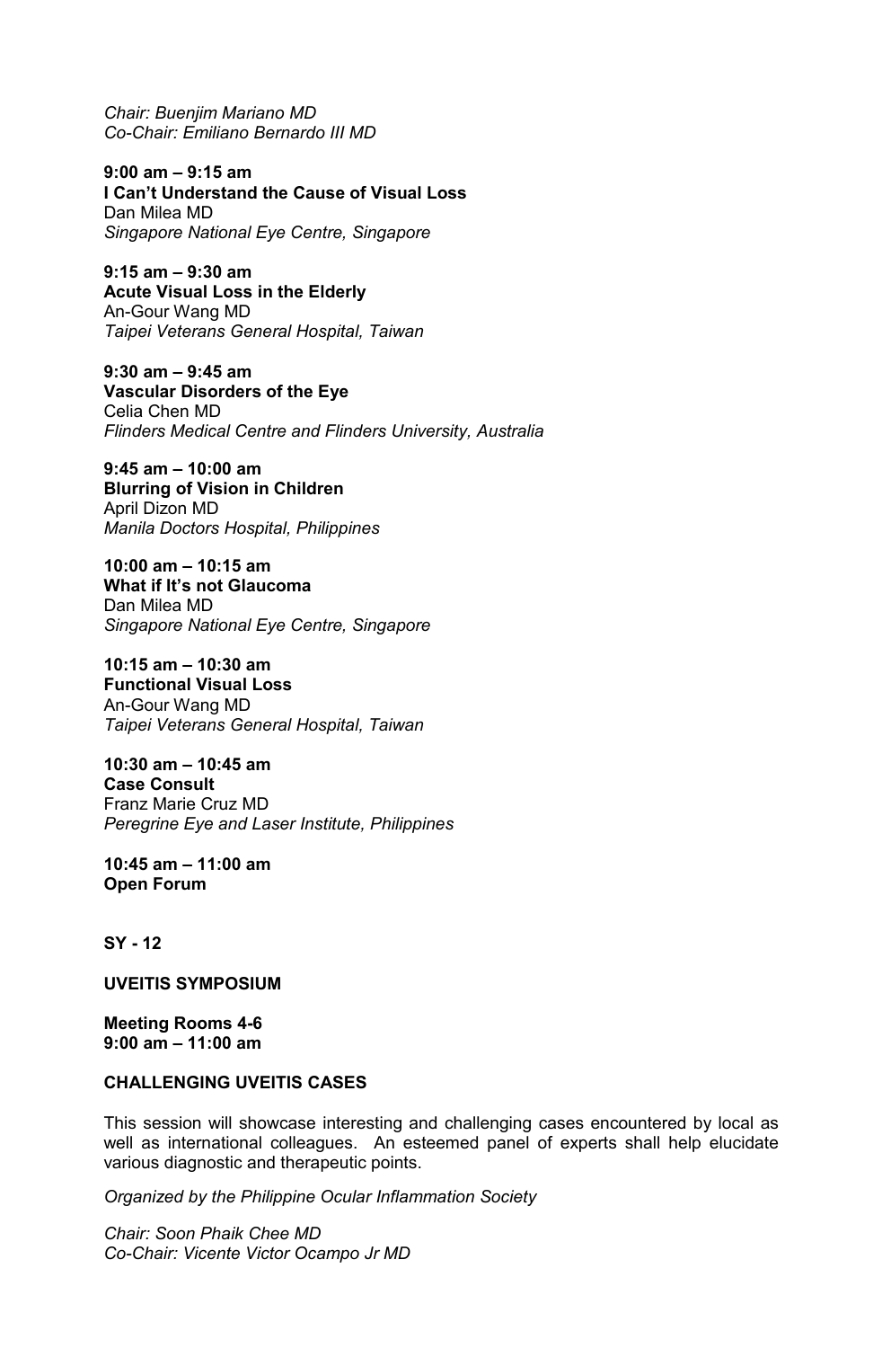*Chair: Buenjim Mariano MD*
*Co-Chair: Emiliano Bernardo III MD*

**9:00 am – 9:15 am**
**I Can't Understand the Cause of Visual Loss**
Dan Milea MD
*Singapore National Eye Centre, Singapore*

**9:15 am – 9:30 am**
**Acute Visual Loss in the Elderly**
An-Gour Wang MD
*Taipei Veterans General Hospital, Taiwan*

**9:30 am – 9:45 am**
**Vascular Disorders of the Eye**
Celia Chen MD
*Flinders Medical Centre and Flinders University, Australia*

**9:45 am – 10:00 am**
**Blurring of Vision in Children**
April Dizon MD
*Manila Doctors Hospital, Philippines*

**10:00 am – 10:15 am**
**What if It's not Glaucoma**
Dan Milea MD
*Singapore National Eye Centre, Singapore*

**10:15 am – 10:30 am**
**Functional Visual Loss**
An-Gour Wang MD
*Taipei Veterans General Hospital, Taiwan*

**10:30 am – 10:45 am**
**Case Consult**
Franz Marie Cruz MD
*Peregrine Eye and Laser Institute, Philippines*

**10:45 am – 11:00 am**
**Open Forum**

**SY - 12**

**UVEITIS SYMPOSIUM**

**Meeting Rooms 4-6**
**9:00 am – 11:00 am**

**CHALLENGING UVEITIS CASES**

This session will showcase interesting and challenging cases encountered by local as well as international colleagues. An esteemed panel of experts shall help elucidate various diagnostic and therapeutic points.

*Organized by the Philippine Ocular Inflammation Society*

*Chair: Soon Phaik Chee MD*
*Co-Chair: Vicente Victor Ocampo Jr MD*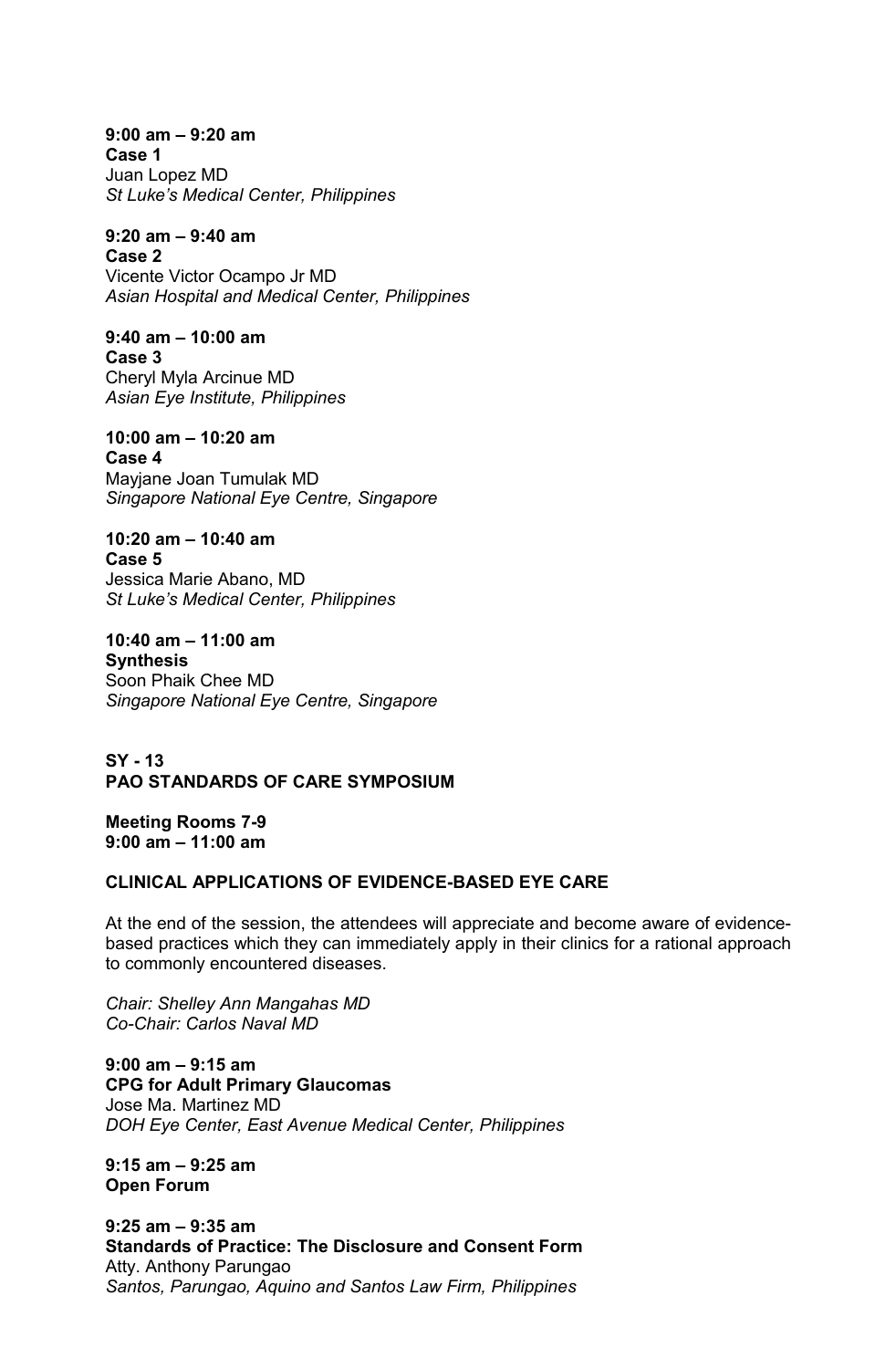**9:00 am – 9:20 am**
**Case 1**
Juan Lopez MD
*St Luke's Medical Center, Philippines*

**9:20 am – 9:40 am**
**Case 2**
Vicente Victor Ocampo Jr MD
*Asian Hospital and Medical Center, Philippines*

**9:40 am – 10:00 am**
**Case 3**
Cheryl Myla Arcinue MD
*Asian Eye Institute, Philippines*

**10:00 am – 10:20 am**
**Case 4**
Mayjane Joan Tumulak MD
*Singapore National Eye Centre, Singapore*

**10:20 am – 10:40 am**
**Case 5**
Jessica Marie Abano, MD
*St Luke's Medical Center, Philippines*

**10:40 am – 11:00 am**
**Synthesis**
Soon Phaik Chee MD
*Singapore National Eye Centre, Singapore*

## SY - 13
## PAO STANDARDS OF CARE SYMPOSIUM

**Meeting Rooms 7-9**
**9:00 am – 11:00 am**

### CLINICAL APPLICATIONS OF EVIDENCE-BASED EYE CARE

At the end of the session, the attendees will appreciate and become aware of evidence-based practices which they can immediately apply in their clinics for a rational approach to commonly encountered diseases.

*Chair: Shelley Ann Mangahas MD*
*Co-Chair: Carlos Naval MD*

**9:00 am – 9:15 am**
**CPG for Adult Primary Glaucomas**
Jose Ma. Martinez MD
*DOH Eye Center, East Avenue Medical Center, Philippines*

**9:15 am – 9:25 am**
**Open Forum**

**9:25 am – 9:35 am**
**Standards of Practice: The Disclosure and Consent Form**
Atty. Anthony Parungao
*Santos, Parungao, Aquino and Santos Law Firm, Philippines*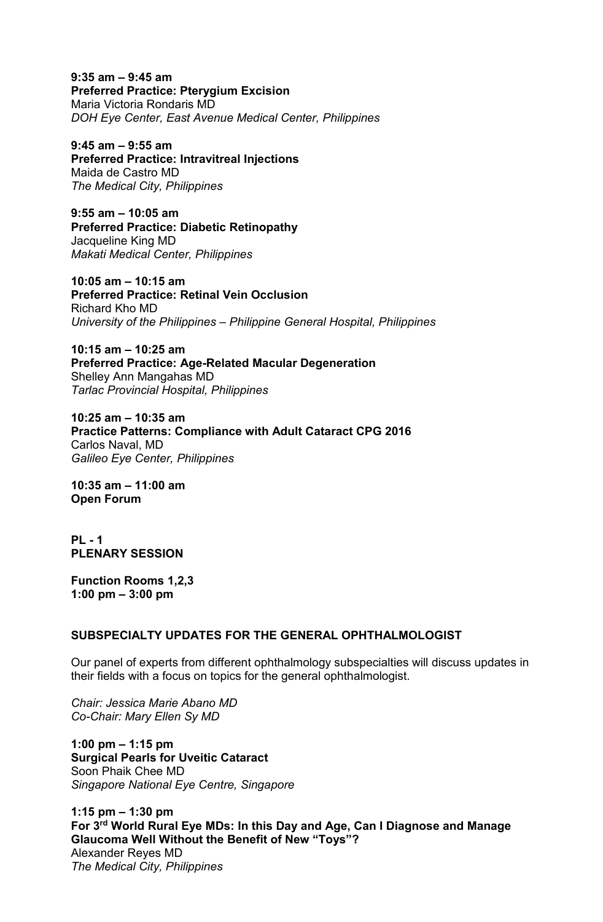**9:35 am – 9:45 am**
**Preferred Practice: Pterygium Excision**
Maria Victoria Rondaris MD
*DOH Eye Center, East Avenue Medical Center, Philippines*

**9:45 am – 9:55 am**
**Preferred Practice: Intravitreal Injections**
Maida de Castro MD
*The Medical City, Philippines*

**9:55 am – 10:05 am**
**Preferred Practice: Diabetic Retinopathy**
Jacqueline King MD
*Makati Medical Center, Philippines*

**10:05 am – 10:15 am**
**Preferred Practice: Retinal Vein Occlusion**
Richard Kho MD
*University of the Philippines – Philippine General Hospital, Philippines*

**10:15 am – 10:25 am**
**Preferred Practice: Age-Related Macular Degeneration**
Shelley Ann Mangahas MD
*Tarlac Provincial Hospital, Philippines*

**10:25 am – 10:35 am**
**Practice Patterns: Compliance with Adult Cataract CPG 2016**
Carlos Naval, MD
*Galileo Eye Center, Philippines*

**10:35 am – 11:00 am**
**Open Forum**

**PL - 1**
**PLENARY SESSION**

**Function Rooms 1,2,3**
**1:00 pm – 3:00 pm**

## SUBSPECIALTY UPDATES FOR THE GENERAL OPHTHALMOLOGIST

Our panel of experts from different ophthalmology subspecialties will discuss updates in their fields with a focus on topics for the general ophthalmologist.

*Chair: Jessica Marie Abano MD*
*Co-Chair: Mary Ellen Sy MD*

**1:00 pm – 1:15 pm**
**Surgical Pearls for Uveitic Cataract**
Soon Phaik Chee MD
*Singapore National Eye Centre, Singapore*

**1:15 pm – 1:30 pm**
**For 3rd World Rural Eye MDs: In this Day and Age, Can I Diagnose and Manage Glaucoma Well Without the Benefit of New "Toys"?**
Alexander Reyes MD
*The Medical City, Philippines*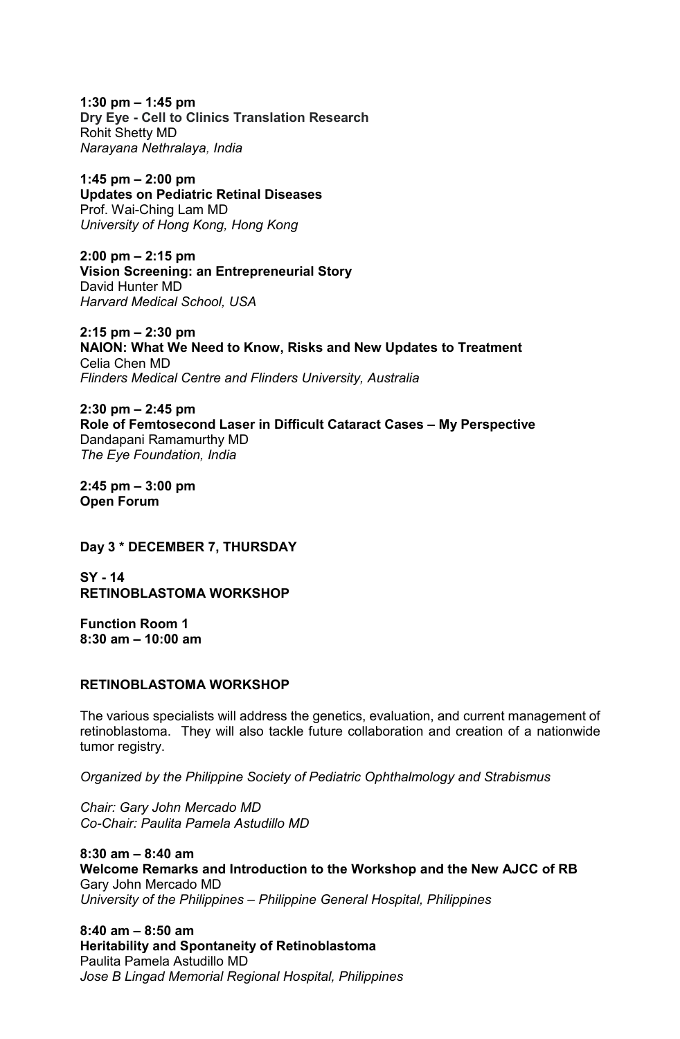**1:30 pm – 1:45 pm**
**Dry Eye - Cell to Clinics Translation Research**
Rohit Shetty MD
*Narayana Nethralaya, India*

**1:45 pm – 2:00 pm**
**Updates on Pediatric Retinal Diseases**
Prof. Wai-Ching Lam MD
*University of Hong Kong, Hong Kong*

**2:00 pm – 2:15 pm**
**Vision Screening: an Entrepreneurial Story**
David Hunter MD
*Harvard Medical School, USA*

**2:15 pm – 2:30 pm**
**NAION: What We Need to Know, Risks and New Updates to Treatment**
Celia Chen MD
*Flinders Medical Centre and Flinders University, Australia*

**2:30 pm – 2:45 pm**
**Role of Femtosecond Laser in Difficult Cataract Cases – My Perspective**
Dandapani Ramamurthy MD
*The Eye Foundation, India*

**2:45 pm – 3:00 pm**
**Open Forum**

**Day 3 * DECEMBER 7, THURSDAY**

**SY - 14**
**RETINOBLASTOMA WORKSHOP**

**Function Room 1**
**8:30 am – 10:00 am**

**RETINOBLASTOMA WORKSHOP**

The various specialists will address the genetics, evaluation, and current management of retinoblastoma. They will also tackle future collaboration and creation of a nationwide tumor registry.

*Organized by the Philippine Society of Pediatric Ophthalmology and Strabismus*

*Chair: Gary John Mercado MD*
*Co-Chair: Paulita Pamela Astudillo MD*

**8:30 am – 8:40 am**
**Welcome Remarks and Introduction to the Workshop and the New AJCC of RB**
Gary John Mercado MD
*University of the Philippines – Philippine General Hospital, Philippines*

**8:40 am – 8:50 am**
**Heritability and Spontaneity of Retinoblastoma**
Paulita Pamela Astudillo MD
*Jose B Lingad Memorial Regional Hospital, Philippines*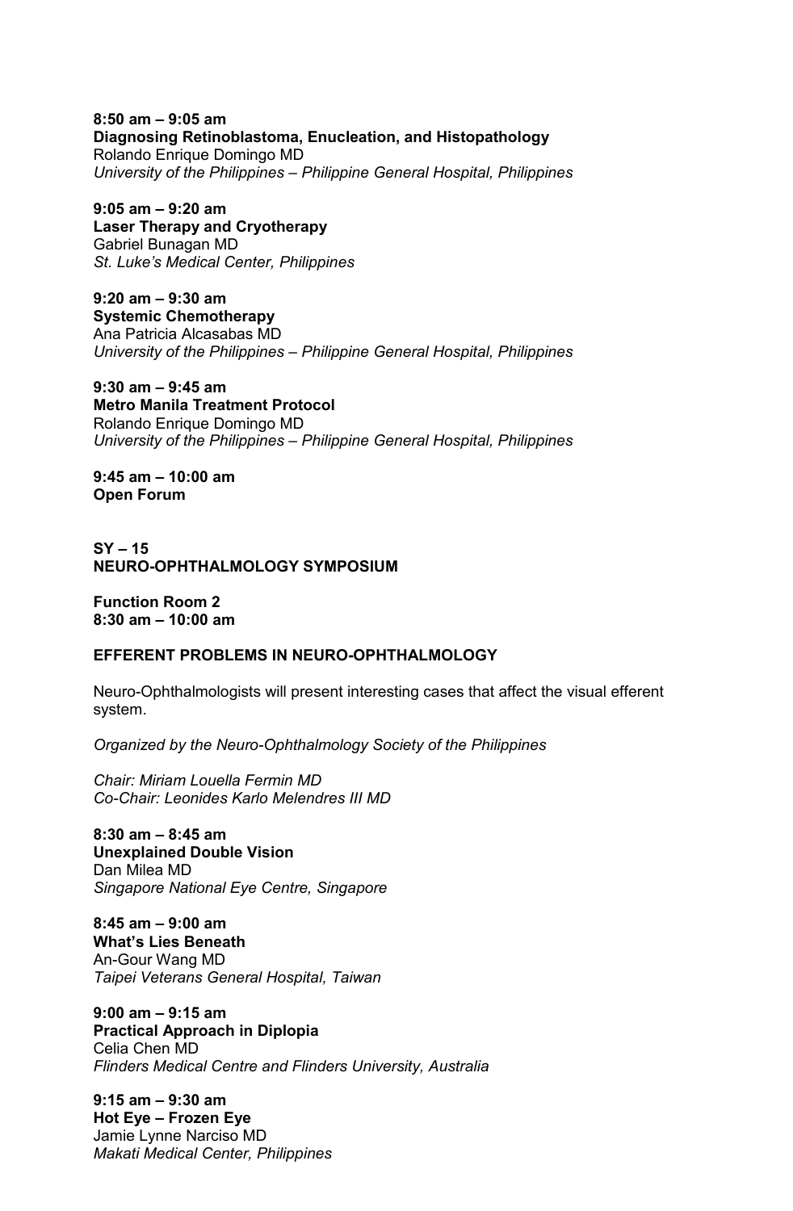**8:50 am – 9:05 am**
**Diagnosing Retinoblastoma, Enucleation, and Histopathology**
Rolando Enrique Domingo MD
*University of the Philippines – Philippine General Hospital, Philippines*

**9:05 am – 9:20 am**
**Laser Therapy and Cryotherapy**
Gabriel Bunagan MD
*St. Luke's Medical Center, Philippines*

**9:20 am – 9:30 am**
**Systemic Chemotherapy**
Ana Patricia Alcasabas MD
*University of the Philippines – Philippine General Hospital, Philippines*

**9:30 am – 9:45 am**
**Metro Manila Treatment Protocol**
Rolando Enrique Domingo MD
*University of the Philippines – Philippine General Hospital, Philippines*

**9:45 am – 10:00 am**
**Open Forum**

**SY – 15**
**NEURO-OPHTHALMOLOGY SYMPOSIUM**

**Function Room 2**
**8:30 am – 10:00 am**

**EFFERENT PROBLEMS IN NEURO-OPHTHALMOLOGY**

Neuro-Ophthalmologists will present interesting cases that affect the visual efferent system.

*Organized by the Neuro-Ophthalmology Society of the Philippines*

*Chair: Miriam Louella Fermin MD*
*Co-Chair: Leonides Karlo Melendres III MD*

**8:30 am – 8:45 am**
**Unexplained Double Vision**
Dan Milea MD
*Singapore National Eye Centre, Singapore*

**8:45 am – 9:00 am**
**What's Lies Beneath**
An-Gour Wang MD
*Taipei Veterans General Hospital, Taiwan*

**9:00 am – 9:15 am**
**Practical Approach in Diplopia**
Celia Chen MD
*Flinders Medical Centre and Flinders University, Australia*

**9:15 am – 9:30 am**
**Hot Eye – Frozen Eye**
Jamie Lynne Narciso MD
*Makati Medical Center, Philippines*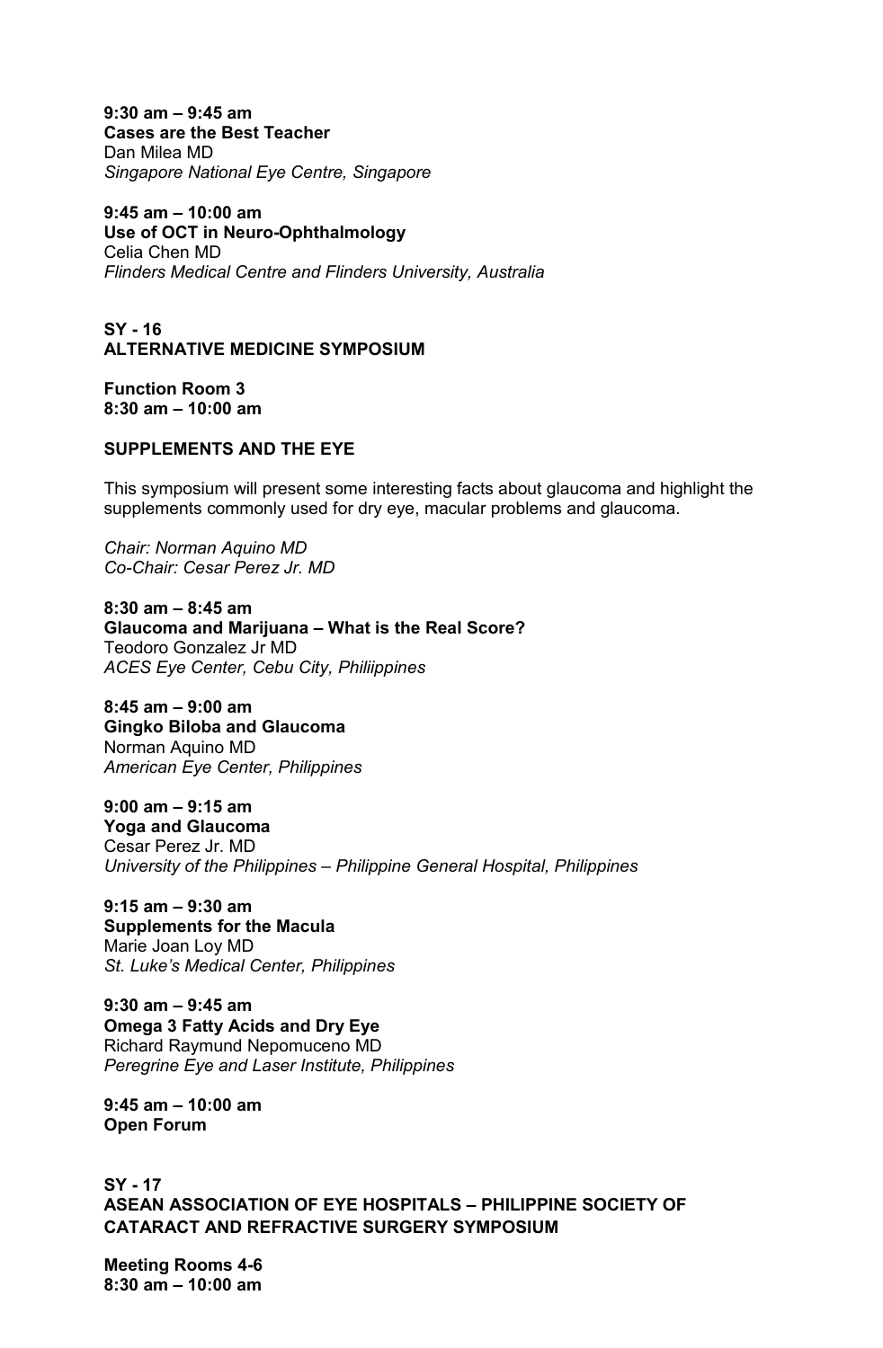**9:30 am – 9:45 am**
**Cases are the Best Teacher**
Dan Milea MD
*Singapore National Eye Centre, Singapore*

**9:45 am – 10:00 am**
**Use of OCT in Neuro-Ophthalmology**
Celia Chen MD
*Flinders Medical Centre and Flinders University, Australia*

## SY - 16
## ALTERNATIVE MEDICINE SYMPOSIUM

**Function Room 3**
**8:30 am – 10:00 am**

### SUPPLEMENTS AND THE EYE

This symposium will present some interesting facts about glaucoma and highlight the supplements commonly used for dry eye, macular problems and glaucoma.

*Chair: Norman Aquino MD*
*Co-Chair: Cesar Perez Jr. MD*

**8:30 am – 8:45 am**
**Glaucoma and Marijuana – What is the Real Score?**
Teodoro Gonzalez Jr MD
*ACES Eye Center, Cebu City, Philiippines*

**8:45 am – 9:00 am**
**Gingko Biloba and Glaucoma**
Norman Aquino MD
*American Eye Center, Philippines*

**9:00 am – 9:15 am**
**Yoga and Glaucoma**
Cesar Perez Jr. MD
*University of the Philippines – Philippine General Hospital, Philippines*

**9:15 am – 9:30 am**
**Supplements for the Macula**
Marie Joan Loy MD
*St. Luke's Medical Center, Philippines*

**9:30 am – 9:45 am**
**Omega 3 Fatty Acids and Dry Eye**
Richard Raymund Nepomuceno MD
*Peregrine Eye and Laser Institute, Philippines*

**9:45 am – 10:00 am**
**Open Forum**

## SY - 17
## ASEAN ASSOCIATION OF EYE HOSPITALS – PHILIPPINE SOCIETY OF CATARACT AND REFRACTIVE SURGERY SYMPOSIUM

**Meeting Rooms 4-6**
**8:30 am – 10:00 am**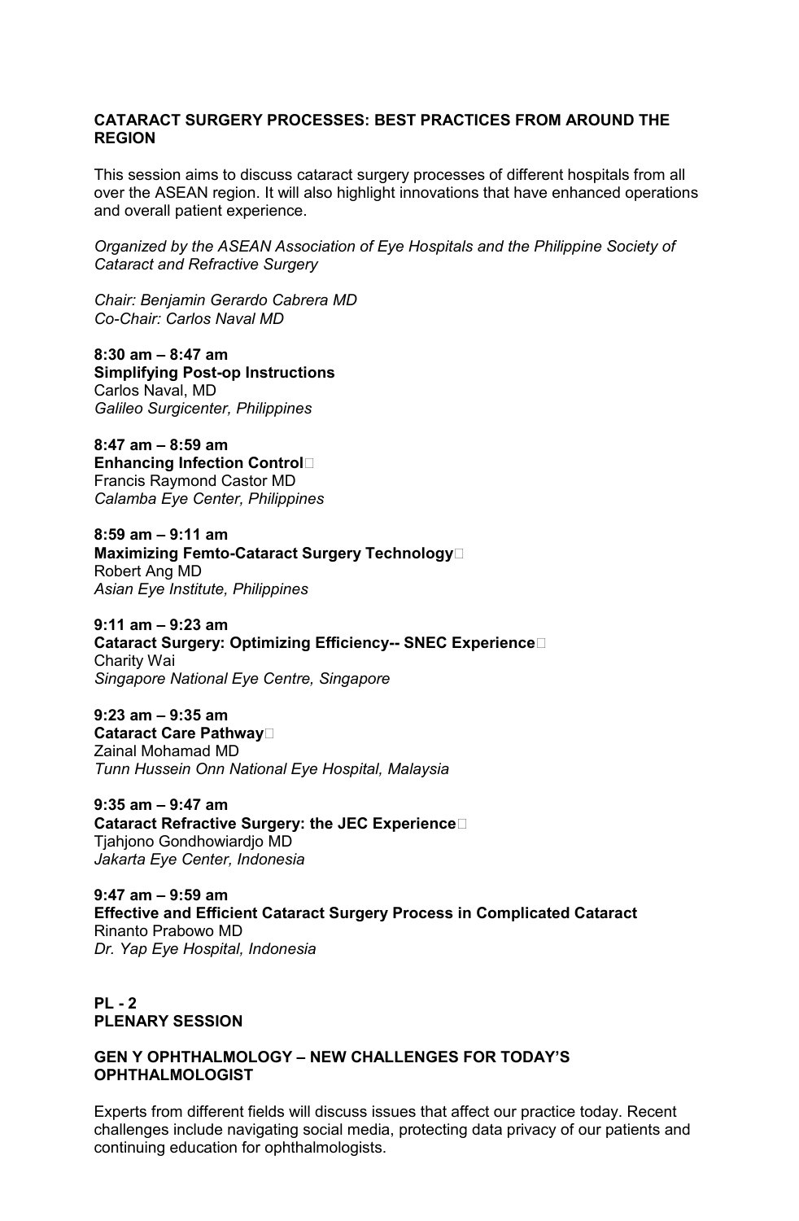## CATARACT SURGERY PROCESSES: BEST PRACTICES FROM AROUND THE REGION

This session aims to discuss cataract surgery processes of different hospitals from all over the ASEAN region. It will also highlight innovations that have enhanced operations and overall patient experience.

*Organized by the ASEAN Association of Eye Hospitals and the Philippine Society of Cataract and Refractive Surgery*

*Chair: Benjamin Gerardo Cabrera MD*
*Co-Chair: Carlos Naval MD*

**8:30 am – 8:47 am**
**Simplifying Post-op Instructions**
Carlos Naval, MD
*Galileo Surgicenter, Philippines*

**8:47 am – 8:59 am**
**Enhancing Infection Control**
Francis Raymond Castor MD
*Calamba Eye Center, Philippines*

**8:59 am – 9:11 am**
**Maximizing Femto-Cataract Surgery Technology**
Robert Ang MD
*Asian Eye Institute, Philippines*

**9:11 am – 9:23 am**
**Cataract Surgery: Optimizing Efficiency-- SNEC Experience**
Charity Wai
*Singapore National Eye Centre, Singapore*

**9:23 am – 9:35 am**
**Cataract Care Pathway**
Zainal Mohamad MD
*Tunn Hussein Onn National Eye Hospital, Malaysia*

**9:35 am – 9:47 am**
**Cataract Refractive Surgery: the JEC Experience**
Tjahjono Gondhowiardjo MD
*Jakarta Eye Center, Indonesia*

**9:47 am – 9:59 am**
**Effective and Efficient Cataract Surgery Process in Complicated Cataract**
Rinanto Prabowo MD
*Dr. Yap Eye Hospital, Indonesia*

## PL - 2
## PLENARY SESSION

### GEN Y OPHTHALMOLOGY – NEW CHALLENGES FOR TODAY'S OPHTHALMOLOGIST

Experts from different fields will discuss issues that affect our practice today. Recent challenges include navigating social media, protecting data privacy of our patients and continuing education for ophthalmologists.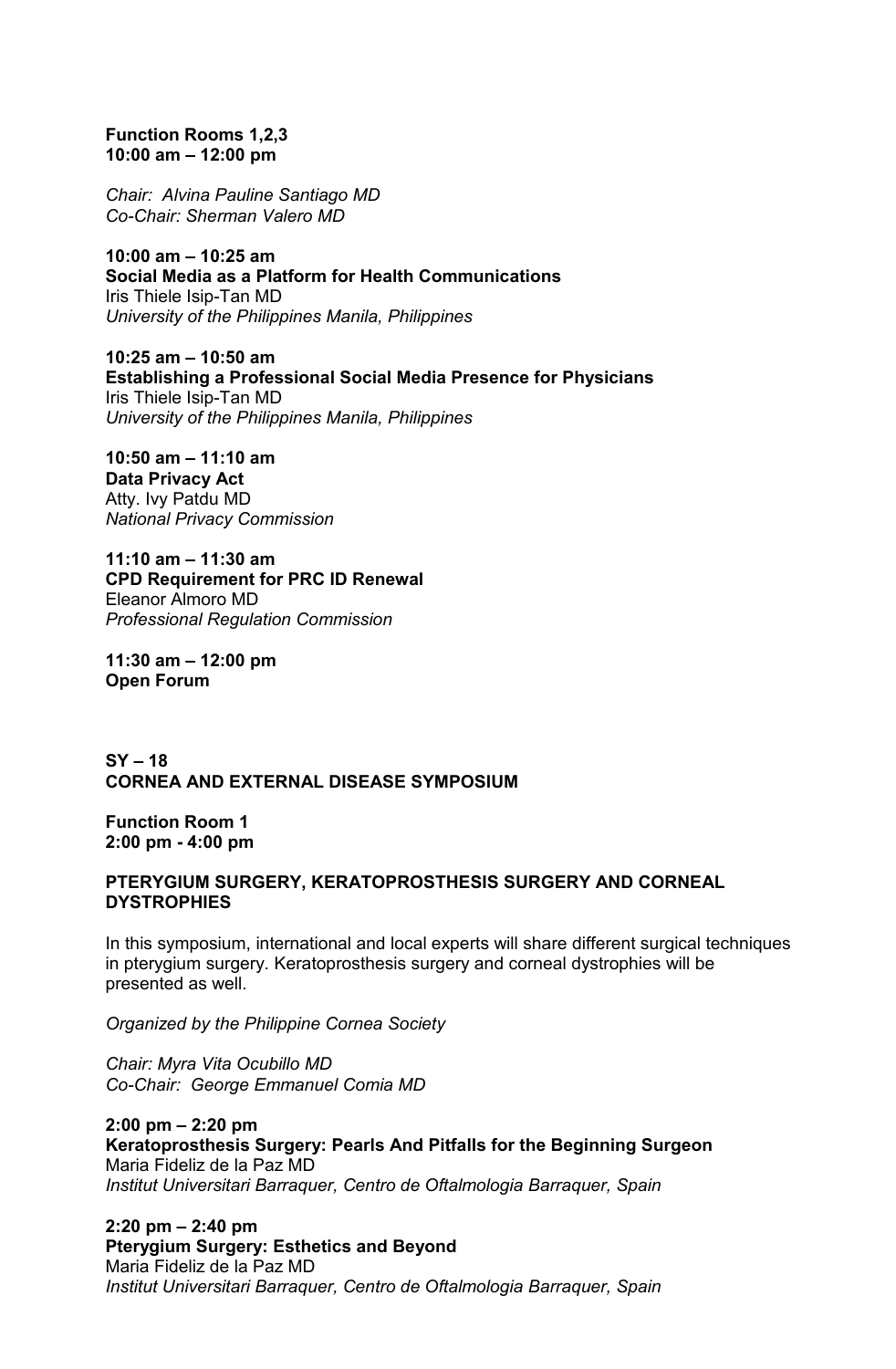**Function Rooms 1,2,3**
**10:00 am – 12:00 pm**

*Chair: Alvina Pauline Santiago MD*
*Co-Chair: Sherman Valero MD*

**10:00 am – 10:25 am**
**Social Media as a Platform for Health Communications**
Iris Thiele Isip-Tan MD
*University of the Philippines Manila, Philippines*

**10:25 am – 10:50 am**
**Establishing a Professional Social Media Presence for Physicians**
Iris Thiele Isip-Tan MD
*University of the Philippines Manila, Philippines*

**10:50 am – 11:10 am**
**Data Privacy Act**
Atty. Ivy Patdu MD
*National Privacy Commission*

**11:10 am – 11:30 am**
**CPD Requirement for PRC ID Renewal**
Eleanor Almoro MD
*Professional Regulation Commission*

**11:30 am – 12:00 pm**
**Open Forum**

## SY – 18
## CORNEA AND EXTERNAL DISEASE SYMPOSIUM

**Function Room 1**
**2:00 pm - 4:00 pm**

### PTERYGIUM SURGERY, KERATOPROSTHESIS SURGERY AND CORNEAL DYSTROPHIES

In this symposium, international and local experts will share different surgical techniques in pterygium surgery. Keratoprosthesis surgery and corneal dystrophies will be presented as well.

*Organized by the Philippine Cornea Society*

*Chair: Myra Vita Ocubillo MD*
*Co-Chair: George Emmanuel Comia MD*

**2:00 pm – 2:20 pm**
**Keratoprosthesis Surgery: Pearls And Pitfalls for the Beginning Surgeon**
Maria Fideliz de la Paz MD
*Institut Universitari Barraquer, Centro de Oftalmologia Barraquer, Spain*

**2:20 pm – 2:40 pm**
**Pterygium Surgery: Esthetics and Beyond**
Maria Fideliz de la Paz MD
*Institut Universitari Barraquer, Centro de Oftalmologia Barraquer, Spain*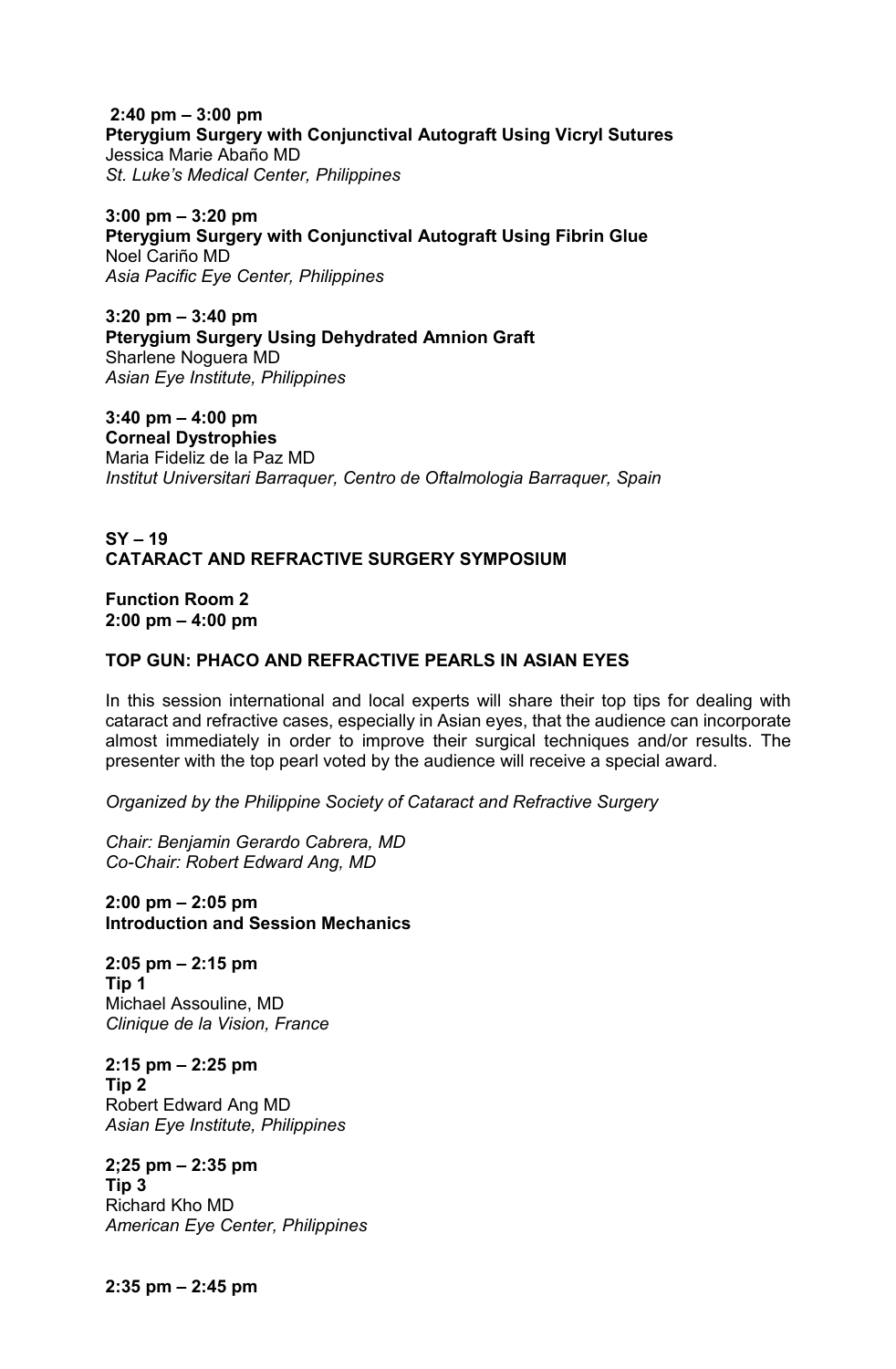**2:40 pm – 3:00 pm**
**Pterygium Surgery with Conjunctival Autograft Using Vicryl Sutures**
Jessica Marie Abaño MD
*St. Luke's Medical Center, Philippines*

**3:00 pm – 3:20 pm**
**Pterygium Surgery with Conjunctival Autograft Using Fibrin Glue**
Noel Cariño MD
*Asia Pacific Eye Center, Philippines*

**3:20 pm – 3:40 pm**
**Pterygium Surgery Using Dehydrated Amnion Graft**
Sharlene Noguera MD
*Asian Eye Institute, Philippines*

**3:40 pm – 4:00 pm**
**Corneal Dystrophies**
Maria Fideliz de la Paz MD
*Institut Universitari Barraquer, Centro de Oftalmologia Barraquer, Spain*

## SY – 19
## CATARACT AND REFRACTIVE SURGERY SYMPOSIUM

**Function Room 2**
**2:00 pm – 4:00 pm**

### TOP GUN: PHACO AND REFRACTIVE PEARLS IN ASIAN EYES

In this session international and local experts will share their top tips for dealing with cataract and refractive cases, especially in Asian eyes, that the audience can incorporate almost immediately in order to improve their surgical techniques and/or results. The presenter with the top pearl voted by the audience will receive a special award.

*Organized by the Philippine Society of Cataract and Refractive Surgery*

*Chair: Benjamin Gerardo Cabrera, MD*
*Co-Chair: Robert Edward Ang, MD*

**2:00 pm – 2:05 pm**
**Introduction and Session Mechanics**

**2:05 pm – 2:15 pm**
**Tip 1**
Michael Assouline, MD
*Clinique de la Vision, France*

**2:15 pm – 2:25 pm**
**Tip 2**
Robert Edward Ang MD
*Asian Eye Institute, Philippines*

**2;25 pm – 2:35 pm**
**Tip 3**
Richard Kho MD
*American Eye Center, Philippines*

**2:35 pm – 2:45 pm**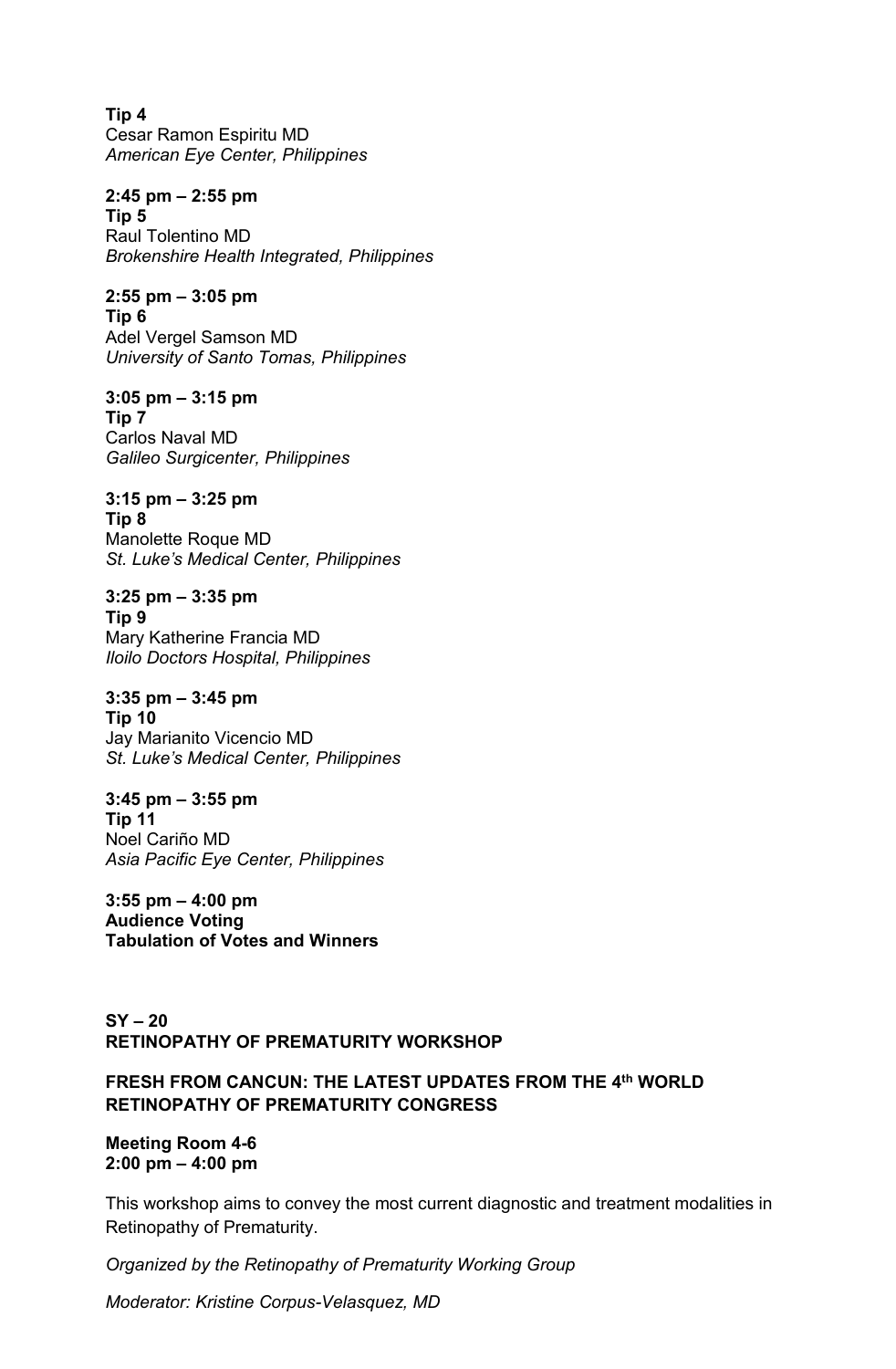**Tip 4**
Cesar Ramon Espiritu MD
*American Eye Center, Philippines*

**2:45 pm – 2:55 pm**
**Tip 5**
Raul Tolentino MD
*Brokenshire Health Integrated, Philippines*

**2:55 pm – 3:05 pm**
**Tip 6**
Adel Vergel Samson MD
*University of Santo Tomas, Philippines*

**3:05 pm – 3:15 pm**
**Tip 7**
Carlos Naval MD
*Galileo Surgicenter, Philippines*

**3:15 pm – 3:25 pm**
**Tip 8**
Manolette Roque MD
*St. Luke's Medical Center, Philippines*

**3:25 pm – 3:35 pm**
**Tip 9**
Mary Katherine Francia MD
*Iloilo Doctors Hospital, Philippines*

**3:35 pm – 3:45 pm**
**Tip 10**
Jay Marianito Vicencio MD
*St. Luke's Medical Center, Philippines*

**3:45 pm – 3:55 pm**
**Tip 11**
Noel Cariño MD
*Asia Pacific Eye Center, Philippines*

**3:55 pm – 4:00 pm**
**Audience Voting**
**Tabulation of Votes and Winners**

**SY – 20**
**RETINOPATHY OF PREMATURITY WORKSHOP**

**FRESH FROM CANCUN: THE LATEST UPDATES FROM THE 4th WORLD RETINOPATHY OF PREMATURITY CONGRESS**

**Meeting Room 4-6**
**2:00 pm – 4:00 pm**

This workshop aims to convey the most current diagnostic and treatment modalities in Retinopathy of Prematurity.

*Organized by the Retinopathy of Prematurity Working Group*

*Moderator: Kristine Corpus-Velasquez, MD*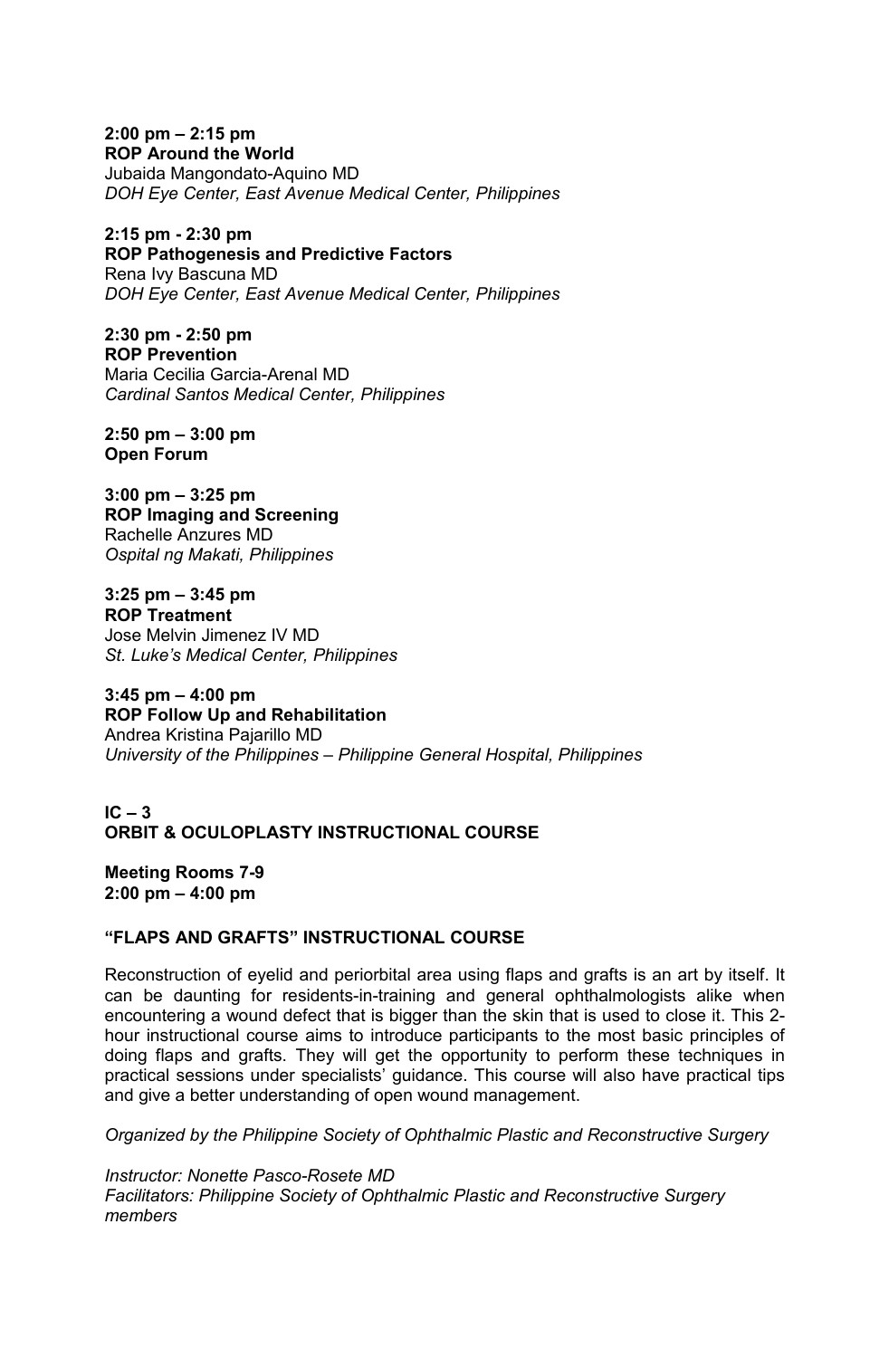**2:00 pm – 2:15 pm**
**ROP Around the World**
Jubaida Mangondato-Aquino MD
*DOH Eye Center, East Avenue Medical Center, Philippines*

**2:15 pm - 2:30 pm**
**ROP Pathogenesis and Predictive Factors**
Rena Ivy Bascuna MD
*DOH Eye Center, East Avenue Medical Center, Philippines*

**2:30 pm - 2:50 pm**
**ROP Prevention**
Maria Cecilia Garcia-Arenal MD
*Cardinal Santos Medical Center, Philippines*

**2:50 pm – 3:00 pm**
**Open Forum**

**3:00 pm – 3:25 pm**
**ROP Imaging and Screening**
Rachelle Anzures MD
*Ospital ng Makati, Philippines*

**3:25 pm – 3:45 pm**
**ROP Treatment**
Jose Melvin Jimenez IV MD
*St. Luke's Medical Center, Philippines*

**3:45 pm – 4:00 pm**
**ROP Follow Up and Rehabilitation**
Andrea Kristina Pajarillo MD
*University of the Philippines – Philippine General Hospital, Philippines*

## IC – 3
## ORBIT & OCULOPLASTY INSTRUCTIONAL COURSE

**Meeting Rooms 7-9**
**2:00 pm – 4:00 pm**

### "FLAPS AND GRAFTS" INSTRUCTIONAL COURSE

Reconstruction of eyelid and periorbital area using flaps and grafts is an art by itself. It can be daunting for residents-in-training and general ophthalmologists alike when encountering a wound defect that is bigger than the skin that is used to close it. This 2-hour instructional course aims to introduce participants to the most basic principles of doing flaps and grafts. They will get the opportunity to perform these techniques in practical sessions under specialists' guidance. This course will also have practical tips and give a better understanding of open wound management.

*Organized by the Philippine Society of Ophthalmic Plastic and Reconstructive Surgery*

*Instructor: Nonette Pasco-Rosete MD*
*Facilitators: Philippine Society of Ophthalmic Plastic and Reconstructive Surgery members*